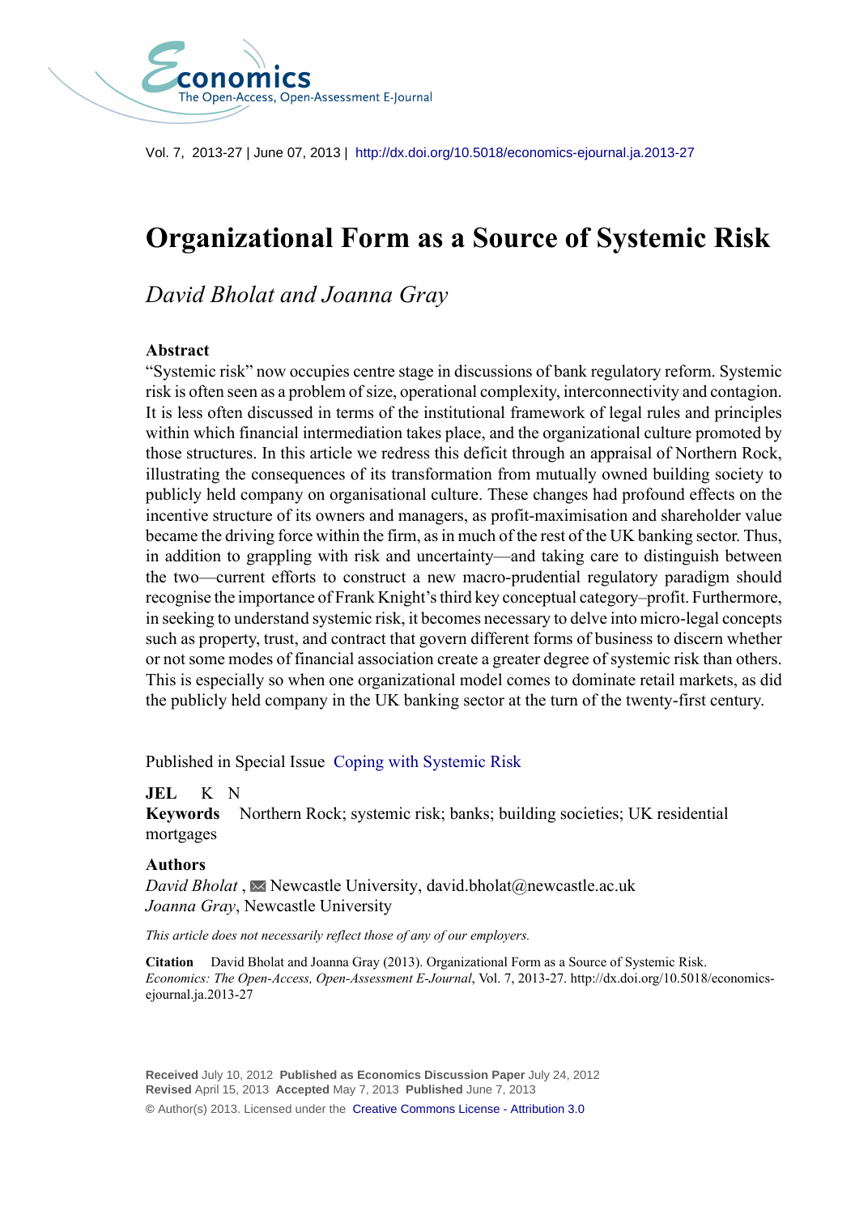Vol. 7, 2013-27 | June 07, 2013 | http://dx.doi.org/10.5018/economics-ejournal.ja.2013-27

# Organizational Form as a Source of Systemic Risk

*David Bholat and Joanna Gray*

## Abstract

"Systemic risk" now occupies centre stage in discussions of bank regulatory reform. Systemic risk is often seen as a problem of size, operational complexity, interconnectivity and contagion. It is less often discussed in terms of the institutional framework of legal rules and principles within which financial intermediation takes place, and the organizational culture promoted by those structures. In this article we redress this deficit through an appraisal of Northern Rock, illustrating the consequences of its transformation from mutually owned building society to publicly held company on organisational culture. These changes had profound effects on the incentive structure of its owners and managers, as profit-maximisation and shareholder value became the driving force within the firm, as in much of the rest of the UK banking sector. Thus, in addition to grappling with risk and uncertainty—and taking care to distinguish between the two—current efforts to construct a new macro-prudential regulatory paradigm should recognise the importance of Frank Knight's third key conceptual category–profit. Furthermore, in seeking to understand systemic risk, it becomes necessary to delve into micro-legal concepts such as property, trust, and contract that govern different forms of business to discern whether or not some modes of financial association create a greater degree of systemic risk than others. This is especially so when one organizational model comes to dominate retail markets, as did the publicly held company in the UK banking sector at the turn of the twenty-first century.

Published in Special Issue Coping with Systemic Risk

**JEL** K N

**Keywords** Northern Rock; systemic risk; banks; building societies; UK residential mortgages

**Authors**

*David Bholat*, Newcastle University, david.bholat@newcastle.ac.uk
*Joanna Gray*, Newcastle University

*This article does not necessarily reflect those of any of our employers.*

**Citation** David Bholat and Joanna Gray (2013). Organizational Form as a Source of Systemic Risk. *Economics: The Open-Access, Open-Assessment E-Journal*, Vol. 7, 2013-27. http://dx.doi.org/10.5018/economics-ejournal.ja.2013-27

**Received** July 10, 2012 **Published as Economics Discussion Paper** July 24, 2012
**Revised** April 15, 2013 **Accepted** May 7, 2013 **Published** June 7, 2013

© Author(s) 2013. Licensed under the Creative Commons License - Attribution 3.0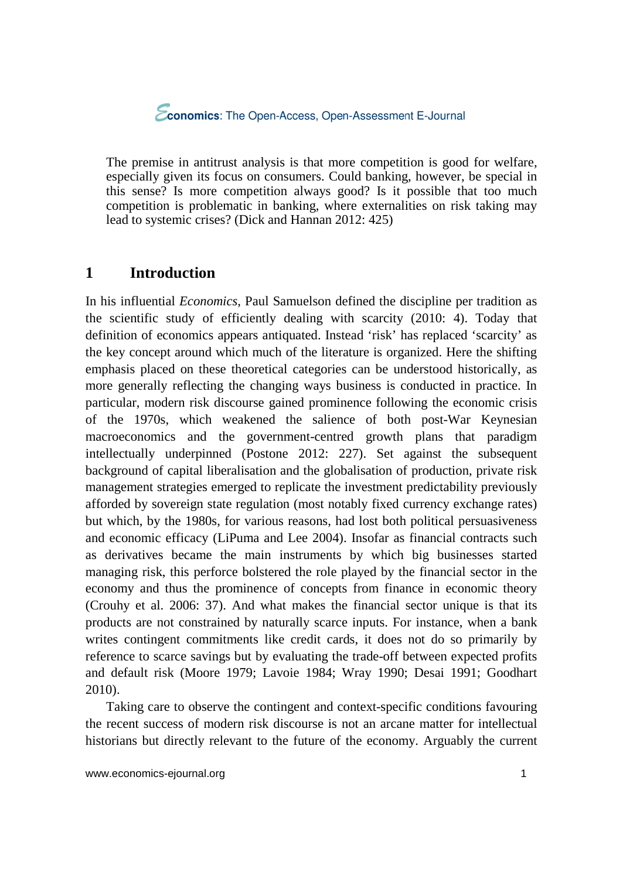> The premise in antitrust analysis is that more competition is good for welfare, especially given its focus on consumers. Could banking, however, be special in this sense? Is more competition always good? Is it possible that too much competition is problematic in banking, where externalities on risk taking may lead to systemic crises? (Dick and Hannan 2012: 425)

## 1 Introduction

In his influential *Economics*, Paul Samuelson defined the discipline per tradition as the scientific study of efficiently dealing with scarcity (2010: 4). Today that definition of economics appears antiquated. Instead 'risk' has replaced 'scarcity' as the key concept around which much of the literature is organized. Here the shifting emphasis placed on these theoretical categories can be understood historically, as more generally reflecting the changing ways business is conducted in practice. In particular, modern risk discourse gained prominence following the economic crisis of the 1970s, which weakened the salience of both post-War Keynesian macroeconomics and the government-centred growth plans that paradigm intellectually underpinned (Postone 2012: 227). Set against the subsequent background of capital liberalisation and the globalisation of production, private risk management strategies emerged to replicate the investment predictability previously afforded by sovereign state regulation (most notably fixed currency exchange rates) but which, by the 1980s, for various reasons, had lost both political persuasiveness and economic efficacy (LiPuma and Lee 2004). Insofar as financial contracts such as derivatives became the main instruments by which big businesses started managing risk, this perforce bolstered the role played by the financial sector in the economy and thus the prominence of concepts from finance in economic theory (Crouhy et al. 2006: 37). And what makes the financial sector unique is that its products are not constrained by naturally scarce inputs. For instance, when a bank writes contingent commitments like credit cards, it does not do so primarily by reference to scarce savings but by evaluating the trade-off between expected profits and default risk (Moore 1979; Lavoie 1984; Wray 1990; Desai 1991; Goodhart 2010).

Taking care to observe the contingent and context-specific conditions favouring the recent success of modern risk discourse is not an arcane matter for intellectual historians but directly relevant to the future of the economy. Arguably the current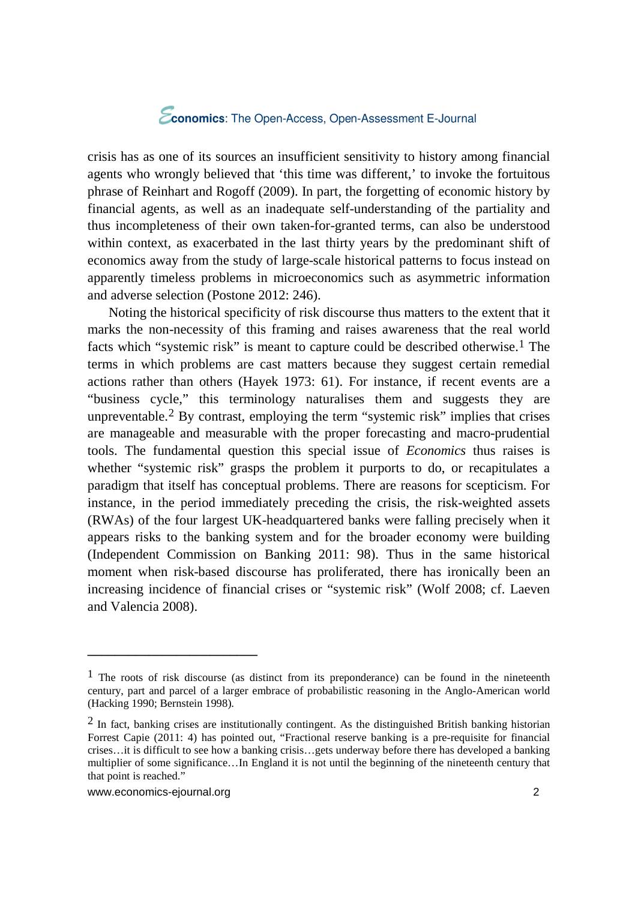crisis has as one of its sources an insufficient sensitivity to history among financial agents who wrongly believed that 'this time was different,' to invoke the fortuitous phrase of Reinhart and Rogoff (2009). In part, the forgetting of economic history by financial agents, as well as an inadequate self-understanding of the partiality and thus incompleteness of their own taken-for-granted terms, can also be understood within context, as exacerbated in the last thirty years by the predominant shift of economics away from the study of large-scale historical patterns to focus instead on apparently timeless problems in microeconomics such as asymmetric information and adverse selection (Postone 2012: 246).

Noting the historical specificity of risk discourse thus matters to the extent that it marks the non-necessity of this framing and raises awareness that the real world facts which "systemic risk" is meant to capture could be described otherwise.[1] The terms in which problems are cast matters because they suggest certain remedial actions rather than others (Hayek 1973: 61). For instance, if recent events are a "business cycle," this terminology naturalises them and suggests they are unpreventable.[2] By contrast, employing the term "systemic risk" implies that crises are manageable and measurable with the proper forecasting and macro-prudential tools. The fundamental question this special issue of *Economics* thus raises is whether "systemic risk" grasps the problem it purports to do, or recapitulates a paradigm that itself has conceptual problems. There are reasons for scepticism. For instance, in the period immediately preceding the crisis, the risk-weighted assets (RWAs) of the four largest UK-headquartered banks were falling precisely when it appears risks to the banking system and for the broader economy were building (Independent Commission on Banking 2011: 98). Thus in the same historical moment when risk-based discourse has proliferated, there has ironically been an increasing incidence of financial crises or "systemic risk" (Wolf 2008; cf. Laeven and Valencia 2008).

---

[1] The roots of risk discourse (as distinct from its preponderance) can be found in the nineteenth century, part and parcel of a larger embrace of probabilistic reasoning in the Anglo-American world (Hacking 1990; Bernstein 1998).

[2] In fact, banking crises are institutionally contingent. As the distinguished British banking historian Forrest Capie (2011: 4) has pointed out, "Fractional reserve banking is a pre-requisite for financial crises…it is difficult to see how a banking crisis…gets underway before there has developed a banking multiplier of some significance…In England it is not until the beginning of the nineteenth century that that point is reached."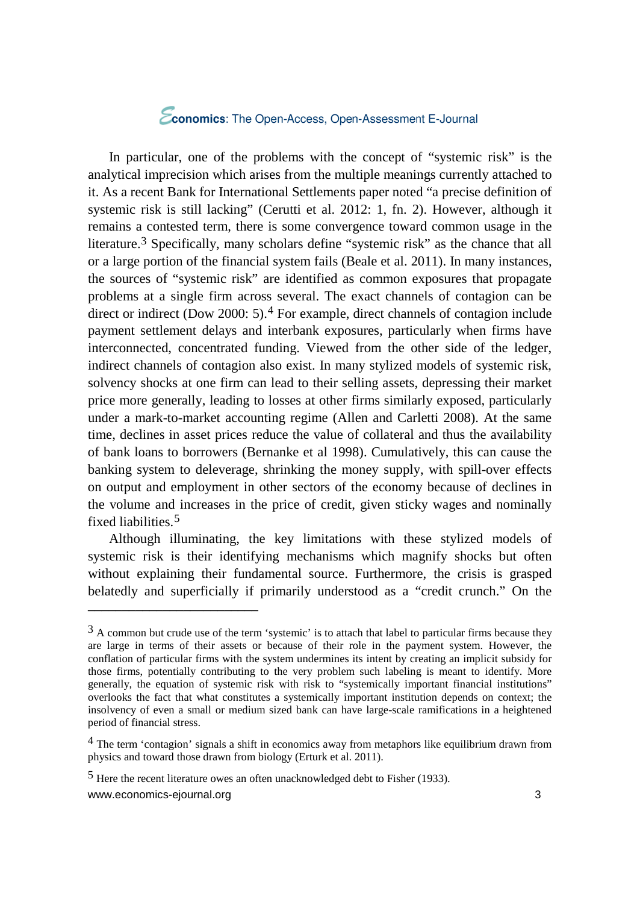In particular, one of the problems with the concept of "systemic risk" is the analytical imprecision which arises from the multiple meanings currently attached to it. As a recent Bank for International Settlements paper noted "a precise definition of systemic risk is still lacking" (Cerutti et al. 2012: 1, fn. 2). However, although it remains a contested term, there is some convergence toward common usage in the literature.[3] Specifically, many scholars define "systemic risk" as the chance that all or a large portion of the financial system fails (Beale et al. 2011). In many instances, the sources of "systemic risk" are identified as common exposures that propagate problems at a single firm across several. The exact channels of contagion can be direct or indirect (Dow 2000: 5).[4] For example, direct channels of contagion include payment settlement delays and interbank exposures, particularly when firms have interconnected, concentrated funding. Viewed from the other side of the ledger, indirect channels of contagion also exist. In many stylized models of systemic risk, solvency shocks at one firm can lead to their selling assets, depressing their market price more generally, leading to losses at other firms similarly exposed, particularly under a mark-to-market accounting regime (Allen and Carletti 2008). At the same time, declines in asset prices reduce the value of collateral and thus the availability of bank loans to borrowers (Bernanke et al 1998). Cumulatively, this can cause the banking system to deleverage, shrinking the money supply, with spill-over effects on output and employment in other sectors of the economy because of declines in the volume and increases in the price of credit, given sticky wages and nominally fixed liabilities.[5]

Although illuminating, the key limitations with these stylized models of systemic risk is their identifying mechanisms which magnify shocks but often without explaining their fundamental source. Furthermore, the crisis is grasped belatedly and superficially if primarily understood as a "credit crunch." On the

---

[3] A common but crude use of the term 'systemic' is to attach that label to particular firms because they are large in terms of their assets or because of their role in the payment system. However, the conflation of particular firms with the system undermines its intent by creating an implicit subsidy for those firms, potentially contributing to the very problem such labeling is meant to identify. More generally, the equation of systemic risk with risk to "systemically important financial institutions" overlooks the fact that what constitutes a systemically important institution depends on context; the insolvency of even a small or medium sized bank can have large-scale ramifications in a heightened period of financial stress.

[4] The term 'contagion' signals a shift in economics away from metaphors like equilibrium drawn from physics and toward those drawn from biology (Erturk et al. 2011).

[5] Here the recent literature owes an often unacknowledged debt to Fisher (1933).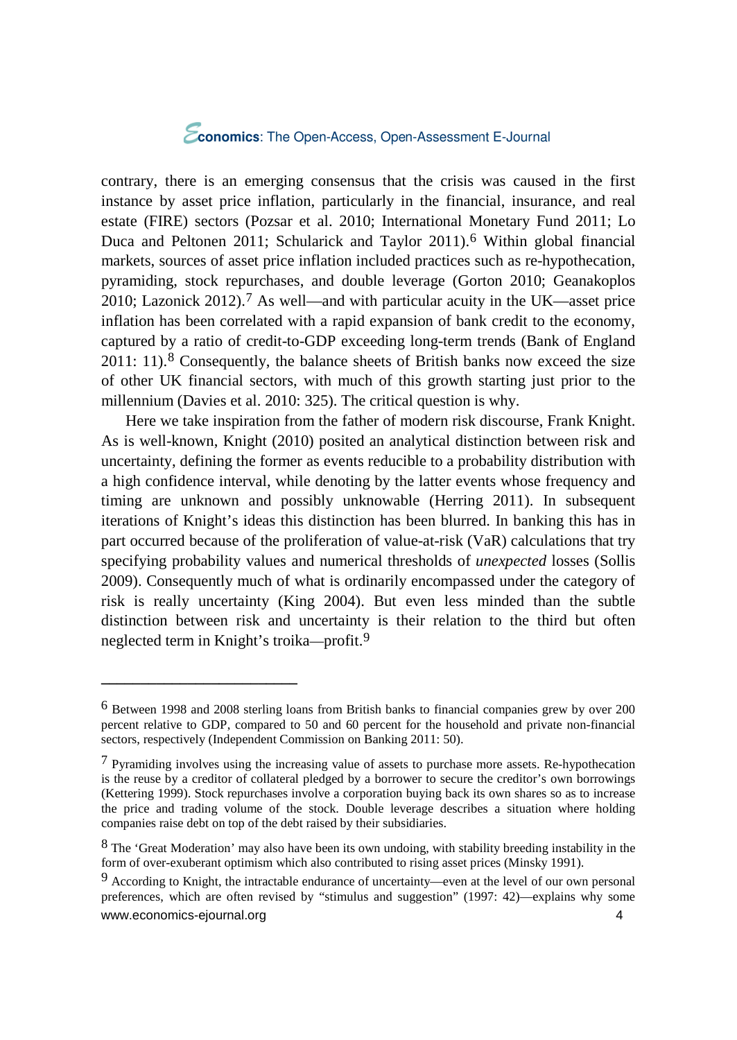contrary, there is an emerging consensus that the crisis was caused in the first instance by asset price inflation, particularly in the financial, insurance, and real estate (FIRE) sectors (Pozsar et al. 2010; International Monetary Fund 2011; Lo Duca and Peltonen 2011; Schularick and Taylor 2011).[6] Within global financial markets, sources of asset price inflation included practices such as re-hypothecation, pyramiding, stock repurchases, and double leverage (Gorton 2010; Geanakoplos 2010; Lazonick 2012).[7] As well—and with particular acuity in the UK—asset price inflation has been correlated with a rapid expansion of bank credit to the economy, captured by a ratio of credit-to-GDP exceeding long-term trends (Bank of England 2011: 11).[8] Consequently, the balance sheets of British banks now exceed the size of other UK financial sectors, with much of this growth starting just prior to the millennium (Davies et al. 2010: 325). The critical question is why.

Here we take inspiration from the father of modern risk discourse, Frank Knight. As is well-known, Knight (2010) posited an analytical distinction between risk and uncertainty, defining the former as events reducible to a probability distribution with a high confidence interval, while denoting by the latter events whose frequency and timing are unknown and possibly unknowable (Herring 2011). In subsequent iterations of Knight's ideas this distinction has been blurred. In banking this has in part occurred because of the proliferation of value-at-risk (VaR) calculations that try specifying probability values and numerical thresholds of *unexpected* losses (Sollis 2009). Consequently much of what is ordinarily encompassed under the category of risk is really uncertainty (King 2004). But even less minded than the subtle distinction between risk and uncertainty is their relation to the third but often neglected term in Knight's troika—profit.[9]

---

[6] Between 1998 and 2008 sterling loans from British banks to financial companies grew by over 200 percent relative to GDP, compared to 50 and 60 percent for the household and private non-financial sectors, respectively (Independent Commission on Banking 2011: 50).

[7] Pyramiding involves using the increasing value of assets to purchase more assets. Re-hypothecation is the reuse by a creditor of collateral pledged by a borrower to secure the creditor's own borrowings (Kettering 1999). Stock repurchases involve a corporation buying back its own shares so as to increase the price and trading volume of the stock. Double leverage describes a situation where holding companies raise debt on top of the debt raised by their subsidiaries.

[8] The 'Great Moderation' may also have been its own undoing, with stability breeding instability in the form of over-exuberant optimism which also contributed to rising asset prices (Minsky 1991).

[9] According to Knight, the intractable endurance of uncertainty—even at the level of our own personal preferences, which are often revised by "stimulus and suggestion" (1997: 42)—explains why some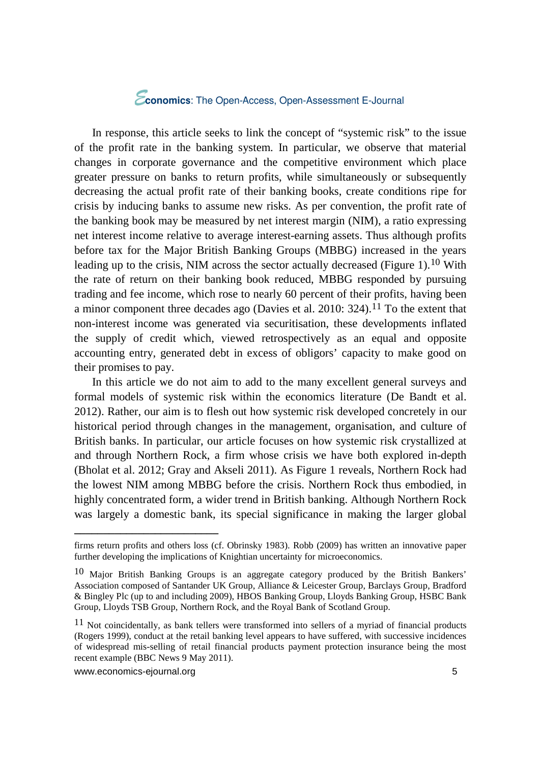In response, this article seeks to link the concept of "systemic risk" to the issue of the profit rate in the banking system. In particular, we observe that material changes in corporate governance and the competitive environment which place greater pressure on banks to return profits, while simultaneously or subsequently decreasing the actual profit rate of their banking books, create conditions ripe for crisis by inducing banks to assume new risks. As per convention, the profit rate of the banking book may be measured by net interest margin (NIM), a ratio expressing net interest income relative to average interest-earning assets. Thus although profits before tax for the Major British Banking Groups (MBBG) increased in the years leading up to the crisis, NIM across the sector actually decreased (Figure 1).[10] With the rate of return on their banking book reduced, MBBG responded by pursuing trading and fee income, which rose to nearly 60 percent of their profits, having been a minor component three decades ago (Davies et al. 2010: 324).[11] To the extent that non-interest income was generated via securitisation, these developments inflated the supply of credit which, viewed retrospectively as an equal and opposite accounting entry, generated debt in excess of obligors' capacity to make good on their promises to pay.

In this article we do not aim to add to the many excellent general surveys and formal models of systemic risk within the economics literature (De Bandt et al. 2012). Rather, our aim is to flesh out how systemic risk developed concretely in our historical period through changes in the management, organisation, and culture of British banks. In particular, our article focuses on how systemic risk crystallized at and through Northern Rock, a firm whose crisis we have both explored in-depth (Bholat et al. 2012; Gray and Akseli 2011). As Figure 1 reveals, Northern Rock had the lowest NIM among MBBG before the crisis. Northern Rock thus embodied, in highly concentrated form, a wider trend in British banking. Although Northern Rock was largely a domestic bank, its special significance in making the larger global

---

firms return profits and others loss (cf. Obrinsky 1983). Robb (2009) has written an innovative paper further developing the implications of Knightian uncertainty for microeconomics.

[10] Major British Banking Groups is an aggregate category produced by the British Bankers' Association composed of Santander UK Group, Alliance & Leicester Group, Barclays Group, Bradford & Bingley Plc (up to and including 2009), HBOS Banking Group, Lloyds Banking Group, HSBC Bank Group, Lloyds TSB Group, Northern Rock, and the Royal Bank of Scotland Group.

[11] Not coincidentally, as bank tellers were transformed into sellers of a myriad of financial products (Rogers 1999), conduct at the retail banking level appears to have suffered, with successive incidences of widespread mis-selling of retail financial products payment protection insurance being the most recent example (BBC News 9 May 2011).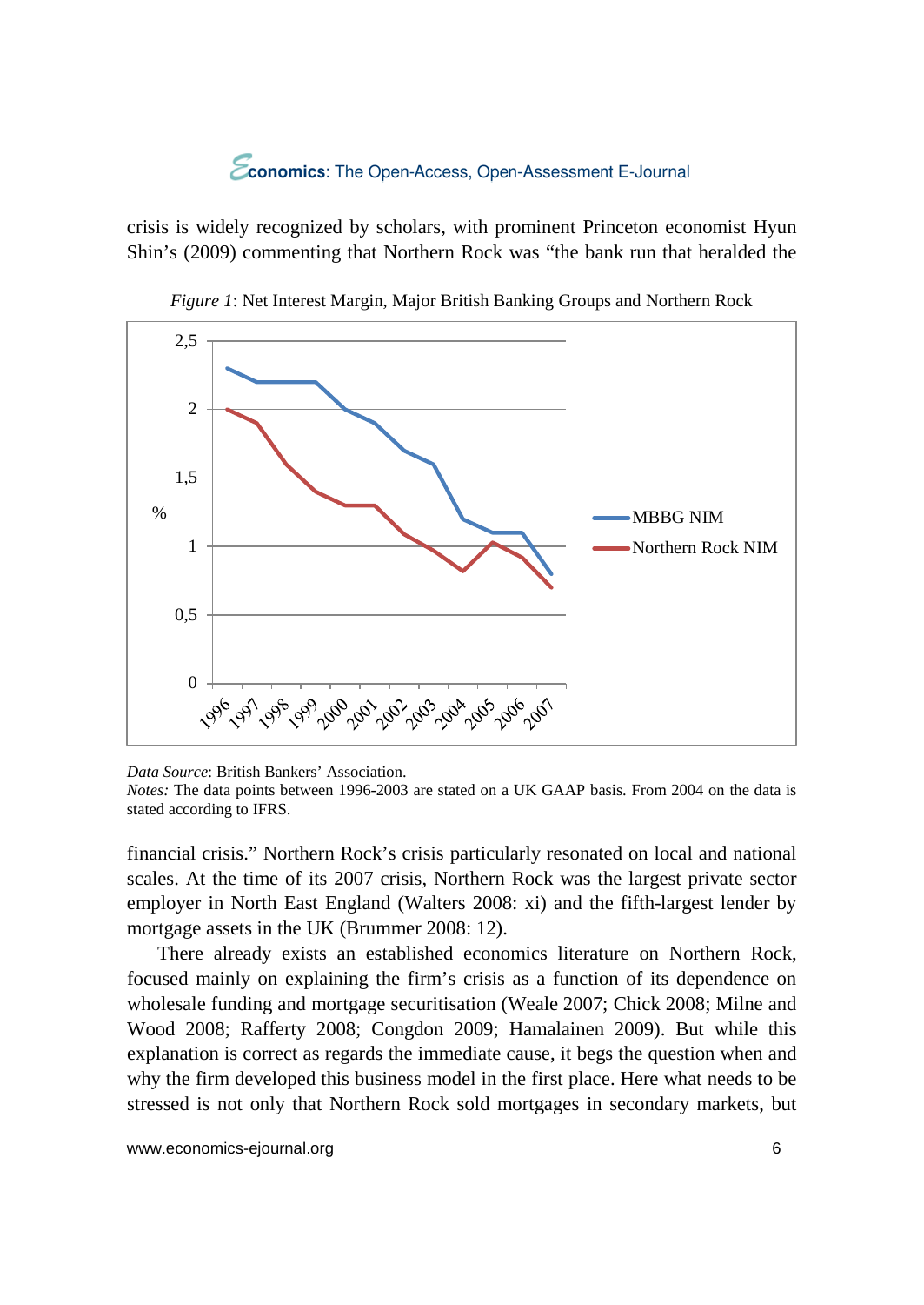crisis is widely recognized by scholars, with prominent Princeton economist Hyun Shin's (2009) commenting that Northern Rock was "the bank run that heralded the

*Figure 1*: Net Interest Margin, Major British Banking Groups and Northern Rock

*Data Source*: British Bankers' Association.
*Notes:* The data points between 1996-2003 are stated on a UK GAAP basis. From 2004 on the data is stated according to IFRS.

financial crisis." Northern Rock's crisis particularly resonated on local and national scales. At the time of its 2007 crisis, Northern Rock was the largest private sector employer in North East England (Walters 2008: xi) and the fifth-largest lender by mortgage assets in the UK (Brummer 2008: 12).

There already exists an established economics literature on Northern Rock, focused mainly on explaining the firm's crisis as a function of its dependence on wholesale funding and mortgage securitisation (Weale 2007; Chick 2008; Milne and Wood 2008; Rafferty 2008; Congdon 2009; Hamalainen 2009). But while this explanation is correct as regards the immediate cause, it begs the question when and why the firm developed this business model in the first place. Here what needs to be stressed is not only that Northern Rock sold mortgages in secondary markets, but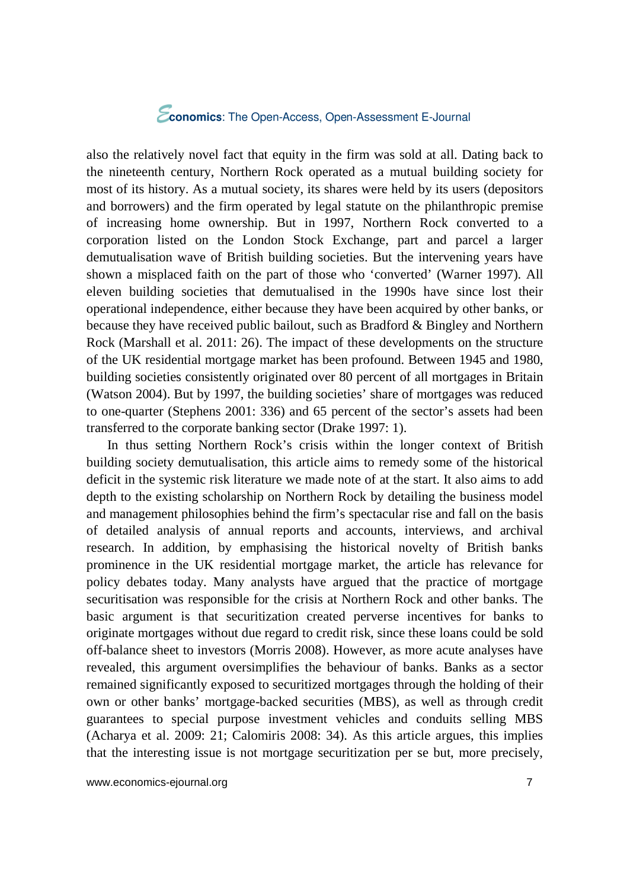also the relatively novel fact that equity in the firm was sold at all. Dating back to the nineteenth century, Northern Rock operated as a mutual building society for most of its history. As a mutual society, its shares were held by its users (depositors and borrowers) and the firm operated by legal statute on the philanthropic premise of increasing home ownership. But in 1997, Northern Rock converted to a corporation listed on the London Stock Exchange, part and parcel a larger demutualisation wave of British building societies. But the intervening years have shown a misplaced faith on the part of those who 'converted' (Warner 1997). All eleven building societies that demutualised in the 1990s have since lost their operational independence, either because they have been acquired by other banks, or because they have received public bailout, such as Bradford & Bingley and Northern Rock (Marshall et al. 2011: 26). The impact of these developments on the structure of the UK residential mortgage market has been profound. Between 1945 and 1980, building societies consistently originated over 80 percent of all mortgages in Britain (Watson 2004). But by 1997, the building societies' share of mortgages was reduced to one-quarter (Stephens 2001: 336) and 65 percent of the sector's assets had been transferred to the corporate banking sector (Drake 1997: 1).

In thus setting Northern Rock's crisis within the longer context of British building society demutualisation, this article aims to remedy some of the historical deficit in the systemic risk literature we made note of at the start. It also aims to add depth to the existing scholarship on Northern Rock by detailing the business model and management philosophies behind the firm's spectacular rise and fall on the basis of detailed analysis of annual reports and accounts, interviews, and archival research. In addition, by emphasising the historical novelty of British banks prominence in the UK residential mortgage market, the article has relevance for policy debates today. Many analysts have argued that the practice of mortgage securitisation was responsible for the crisis at Northern Rock and other banks. The basic argument is that securitization created perverse incentives for banks to originate mortgages without due regard to credit risk, since these loans could be sold off-balance sheet to investors (Morris 2008). However, as more acute analyses have revealed, this argument oversimplifies the behaviour of banks. Banks as a sector remained significantly exposed to securitized mortgages through the holding of their own or other banks' mortgage-backed securities (MBS), as well as through credit guarantees to special purpose investment vehicles and conduits selling MBS (Acharya et al. 2009: 21; Calomiris 2008: 34). As this article argues, this implies that the interesting issue is not mortgage securitization per se but, more precisely,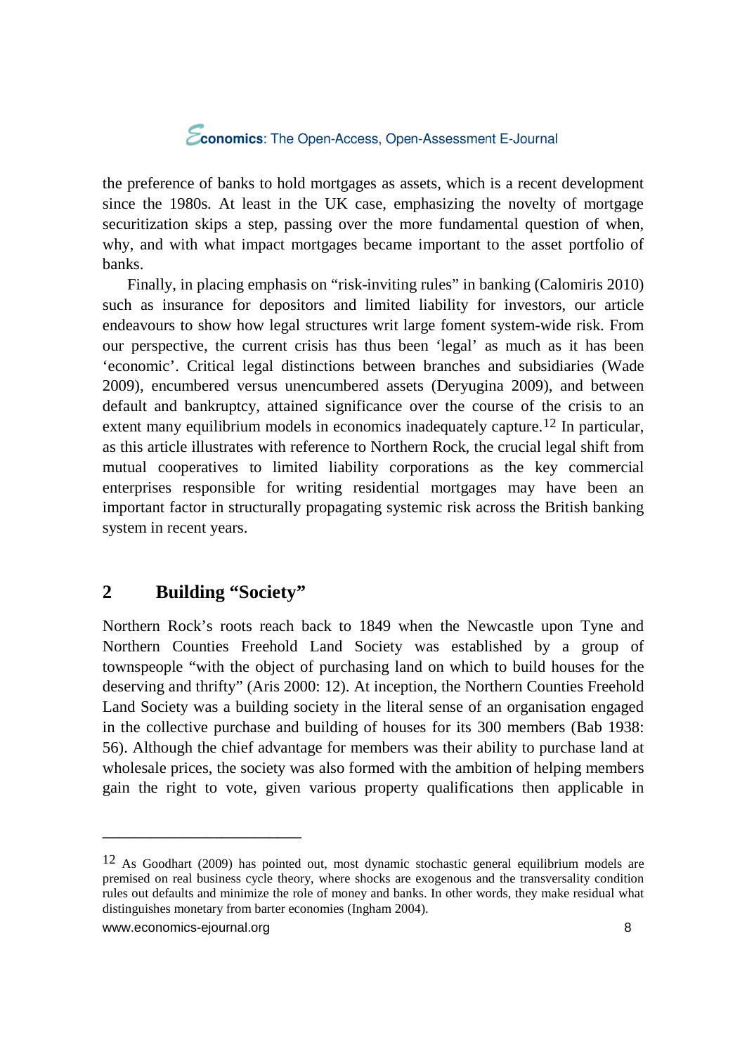the preference of banks to hold mortgages as assets, which is a recent development since the 1980s. At least in the UK case, emphasizing the novelty of mortgage securitization skips a step, passing over the more fundamental question of when, why, and with what impact mortgages became important to the asset portfolio of banks.

Finally, in placing emphasis on "risk-inviting rules" in banking (Calomiris 2010) such as insurance for depositors and limited liability for investors, our article endeavours to show how legal structures writ large foment system-wide risk. From our perspective, the current crisis has thus been 'legal' as much as it has been 'economic'. Critical legal distinctions between branches and subsidiaries (Wade 2009), encumbered versus unencumbered assets (Deryugina 2009), and between default and bankruptcy, attained significance over the course of the crisis to an extent many equilibrium models in economics inadequately capture.[12] In particular, as this article illustrates with reference to Northern Rock, the crucial legal shift from mutual cooperatives to limited liability corporations as the key commercial enterprises responsible for writing residential mortgages may have been an important factor in structurally propagating systemic risk across the British banking system in recent years.

## 2 Building "Society"

Northern Rock's roots reach back to 1849 when the Newcastle upon Tyne and Northern Counties Freehold Land Society was established by a group of townspeople "with the object of purchasing land on which to build houses for the deserving and thrifty" (Aris 2000: 12). At inception, the Northern Counties Freehold Land Society was a building society in the literal sense of an organisation engaged in the collective purchase and building of houses for its 300 members (Bab 1938: 56). Although the chief advantage for members was their ability to purchase land at wholesale prices, the society was also formed with the ambition of helping members gain the right to vote, given various property qualifications then applicable in

---

[12] As Goodhart (2009) has pointed out, most dynamic stochastic general equilibrium models are premised on real business cycle theory, where shocks are exogenous and the transversality condition rules out defaults and minimize the role of money and banks. In other words, they make residual what distinguishes monetary from barter economies (Ingham 2004).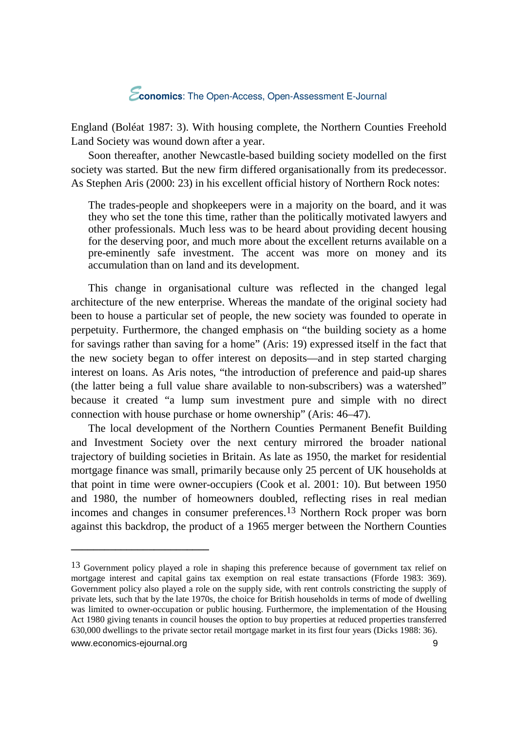England (Boléat 1987: 3). With housing complete, the Northern Counties Freehold Land Society was wound down after a year.

Soon thereafter, another Newcastle-based building society modelled on the first society was started. But the new firm differed organisationally from its predecessor. As Stephen Aris (2000: 23) in his excellent official history of Northern Rock notes:

> The trades-people and shopkeepers were in a majority on the board, and it was they who set the tone this time, rather than the politically motivated lawyers and other professionals. Much less was to be heard about providing decent housing for the deserving poor, and much more about the excellent returns available on a pre-eminently safe investment. The accent was more on money and its accumulation than on land and its development.

This change in organisational culture was reflected in the changed legal architecture of the new enterprise. Whereas the mandate of the original society had been to house a particular set of people, the new society was founded to operate in perpetuity. Furthermore, the changed emphasis on "the building society as a home for savings rather than saving for a home" (Aris: 19) expressed itself in the fact that the new society began to offer interest on deposits—and in step started charging interest on loans. As Aris notes, "the introduction of preference and paid-up shares (the latter being a full value share available to non-subscribers) was a watershed" because it created "a lump sum investment pure and simple with no direct connection with house purchase or home ownership" (Aris: 46–47).

The local development of the Northern Counties Permanent Benefit Building and Investment Society over the next century mirrored the broader national trajectory of building societies in Britain. As late as 1950, the market for residential mortgage finance was small, primarily because only 25 percent of UK households at that point in time were owner-occupiers (Cook et al. 2001: 10). But between 1950 and 1980, the number of homeowners doubled, reflecting rises in real median incomes and changes in consumer preferences.[13] Northern Rock proper was born against this backdrop, the product of a 1965 merger between the Northern Counties

---

[13] Government policy played a role in shaping this preference because of government tax relief on mortgage interest and capital gains tax exemption on real estate transactions (Fforde 1983: 369). Government policy also played a role on the supply side, with rent controls constricting the supply of private lets, such that by the late 1970s, the choice for British households in terms of mode of dwelling was limited to owner-occupation or public housing. Furthermore, the implementation of the Housing Act 1980 giving tenants in council houses the option to buy properties at reduced properties transferred 630,000 dwellings to the private sector retail mortgage market in its first four years (Dicks 1988: 36).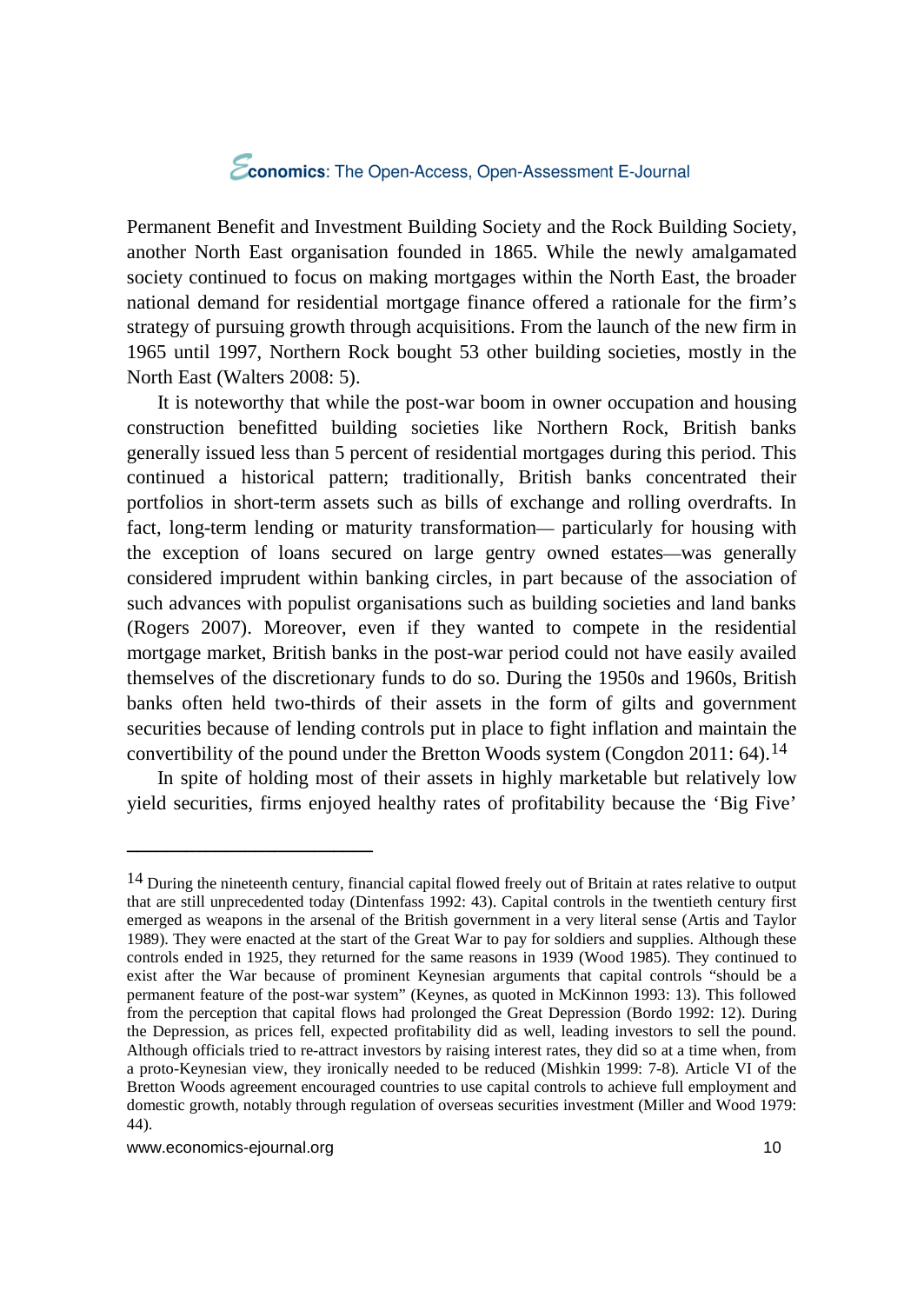Permanent Benefit and Investment Building Society and the Rock Building Society, another North East organisation founded in 1865. While the newly amalgamated society continued to focus on making mortgages within the North East, the broader national demand for residential mortgage finance offered a rationale for the firm's strategy of pursuing growth through acquisitions. From the launch of the new firm in 1965 until 1997, Northern Rock bought 53 other building societies, mostly in the North East (Walters 2008: 5).

It is noteworthy that while the post-war boom in owner occupation and housing construction benefitted building societies like Northern Rock, British banks generally issued less than 5 percent of residential mortgages during this period. This continued a historical pattern; traditionally, British banks concentrated their portfolios in short-term assets such as bills of exchange and rolling overdrafts. In fact, long-term lending or maturity transformation— particularly for housing with the exception of loans secured on large gentry owned estates—was generally considered imprudent within banking circles, in part because of the association of such advances with populist organisations such as building societies and land banks (Rogers 2007). Moreover, even if they wanted to compete in the residential mortgage market, British banks in the post-war period could not have easily availed themselves of the discretionary funds to do so. During the 1950s and 1960s, British banks often held two-thirds of their assets in the form of gilts and government securities because of lending controls put in place to fight inflation and maintain the convertibility of the pound under the Bretton Woods system (Congdon 2011: 64).[14]

In spite of holding most of their assets in highly marketable but relatively low yield securities, firms enjoyed healthy rates of profitability because the 'Big Five'

---

[14] During the nineteenth century, financial capital flowed freely out of Britain at rates relative to output that are still unprecedented today (Dintenfass 1992: 43). Capital controls in the twentieth century first emerged as weapons in the arsenal of the British government in a very literal sense (Artis and Taylor 1989). They were enacted at the start of the Great War to pay for soldiers and supplies. Although these controls ended in 1925, they returned for the same reasons in 1939 (Wood 1985). They continued to exist after the War because of prominent Keynesian arguments that capital controls "should be a permanent feature of the post-war system" (Keynes, as quoted in McKinnon 1993: 13). This followed from the perception that capital flows had prolonged the Great Depression (Bordo 1992: 12). During the Depression, as prices fell, expected profitability did as well, leading investors to sell the pound. Although officials tried to re-attract investors by raising interest rates, they did so at a time when, from a proto-Keynesian view, they ironically needed to be reduced (Mishkin 1999: 7-8). Article VI of the Bretton Woods agreement encouraged countries to use capital controls to achieve full employment and domestic growth, notably through regulation of overseas securities investment (Miller and Wood 1979: 44).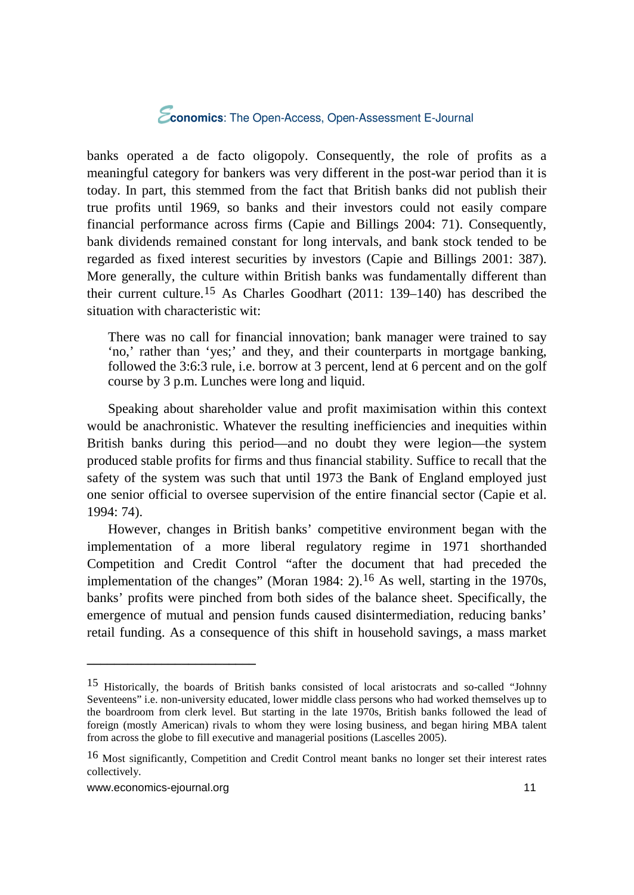banks operated a de facto oligopoly. Consequently, the role of profits as a meaningful category for bankers was very different in the post-war period than it is today. In part, this stemmed from the fact that British banks did not publish their true profits until 1969, so banks and their investors could not easily compare financial performance across firms (Capie and Billings 2004: 71). Consequently, bank dividends remained constant for long intervals, and bank stock tended to be regarded as fixed interest securities by investors (Capie and Billings 2001: 387). More generally, the culture within British banks was fundamentally different than their current culture.[15] As Charles Goodhart (2011: 139–140) has described the situation with characteristic wit:

> There was no call for financial innovation; bank manager were trained to say 'no,' rather than 'yes;' and they, and their counterparts in mortgage banking, followed the 3:6:3 rule, i.e. borrow at 3 percent, lend at 6 percent and on the golf course by 3 p.m. Lunches were long and liquid.

Speaking about shareholder value and profit maximisation within this context would be anachronistic. Whatever the resulting inefficiencies and inequities within British banks during this period—and no doubt they were legion—the system produced stable profits for firms and thus financial stability. Suffice to recall that the safety of the system was such that until 1973 the Bank of England employed just one senior official to oversee supervision of the entire financial sector (Capie et al. 1994: 74).

However, changes in British banks' competitive environment began with the implementation of a more liberal regulatory regime in 1971 shorthanded Competition and Credit Control "after the document that had preceded the implementation of the changes" (Moran 1984: 2).[16] As well, starting in the 1970s, banks' profits were pinched from both sides of the balance sheet. Specifically, the emergence of mutual and pension funds caused disintermediation, reducing banks' retail funding. As a consequence of this shift in household savings, a mass market

---

[15] Historically, the boards of British banks consisted of local aristocrats and so-called "Johnny Seventeens" i.e. non-university educated, lower middle class persons who had worked themselves up to the boardroom from clerk level. But starting in the late 1970s, British banks followed the lead of foreign (mostly American) rivals to whom they were losing business, and began hiring MBA talent from across the globe to fill executive and managerial positions (Lascelles 2005).

[16] Most significantly, Competition and Credit Control meant banks no longer set their interest rates collectively.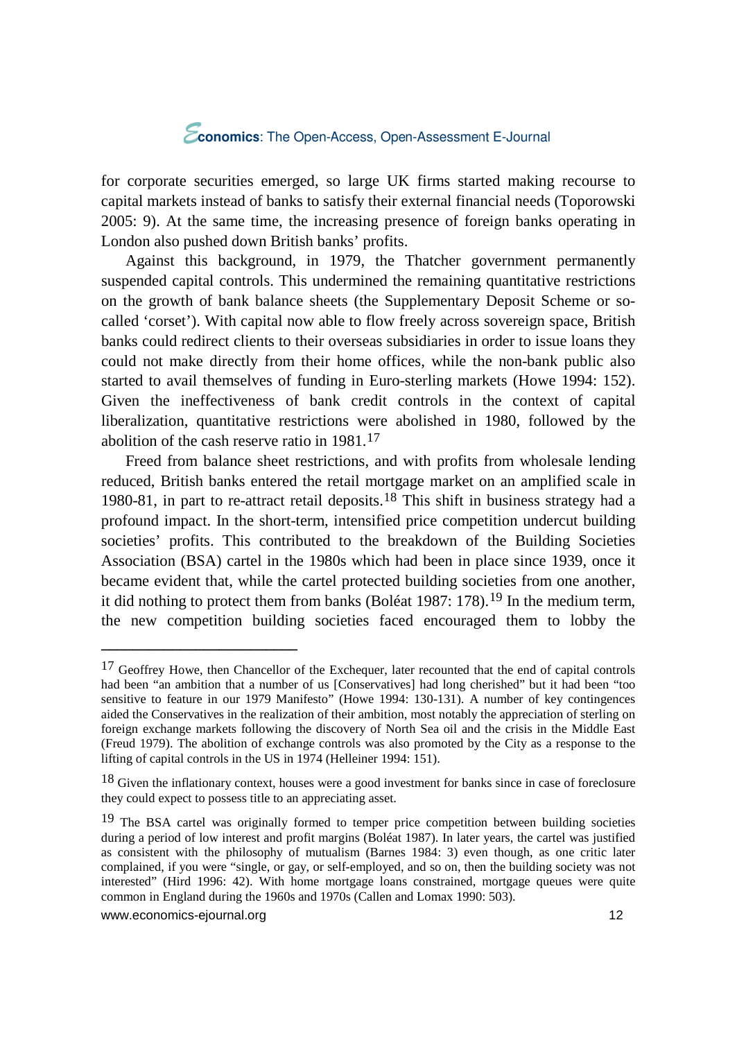for corporate securities emerged, so large UK firms started making recourse to capital markets instead of banks to satisfy their external financial needs (Toporowski 2005: 9). At the same time, the increasing presence of foreign banks operating in London also pushed down British banks' profits.

Against this background, in 1979, the Thatcher government permanently suspended capital controls. This undermined the remaining quantitative restrictions on the growth of bank balance sheets (the Supplementary Deposit Scheme or so-called 'corset'). With capital now able to flow freely across sovereign space, British banks could redirect clients to their overseas subsidiaries in order to issue loans they could not make directly from their home offices, while the non-bank public also started to avail themselves of funding in Euro-sterling markets (Howe 1994: 152). Given the ineffectiveness of bank credit controls in the context of capital liberalization, quantitative restrictions were abolished in 1980, followed by the abolition of the cash reserve ratio in 1981.[17]

Freed from balance sheet restrictions, and with profits from wholesale lending reduced, British banks entered the retail mortgage market on an amplified scale in 1980-81, in part to re-attract retail deposits.[18] This shift in business strategy had a profound impact. In the short-term, intensified price competition undercut building societies' profits. This contributed to the breakdown of the Building Societies Association (BSA) cartel in the 1980s which had been in place since 1939, once it became evident that, while the cartel protected building societies from one another, it did nothing to protect them from banks (Boléat 1987: 178).[19] In the medium term, the new competition building societies faced encouraged them to lobby the

---

[17] Geoffrey Howe, then Chancellor of the Exchequer, later recounted that the end of capital controls had been "an ambition that a number of us [Conservatives] had long cherished" but it had been "too sensitive to feature in our 1979 Manifesto" (Howe 1994: 130-131). A number of key contingences aided the Conservatives in the realization of their ambition, most notably the appreciation of sterling on foreign exchange markets following the discovery of North Sea oil and the crisis in the Middle East (Freud 1979). The abolition of exchange controls was also promoted by the City as a response to the lifting of capital controls in the US in 1974 (Helleiner 1994: 151).

[18] Given the inflationary context, houses were a good investment for banks since in case of foreclosure they could expect to possess title to an appreciating asset.

[19] The BSA cartel was originally formed to temper price competition between building societies during a period of low interest and profit margins (Boléat 1987). In later years, the cartel was justified as consistent with the philosophy of mutualism (Barnes 1984: 3) even though, as one critic later complained, if you were "single, or gay, or self-employed, and so on, then the building society was not interested" (Hird 1996: 42). With home mortgage loans constrained, mortgage queues were quite common in England during the 1960s and 1970s (Callen and Lomax 1990: 503).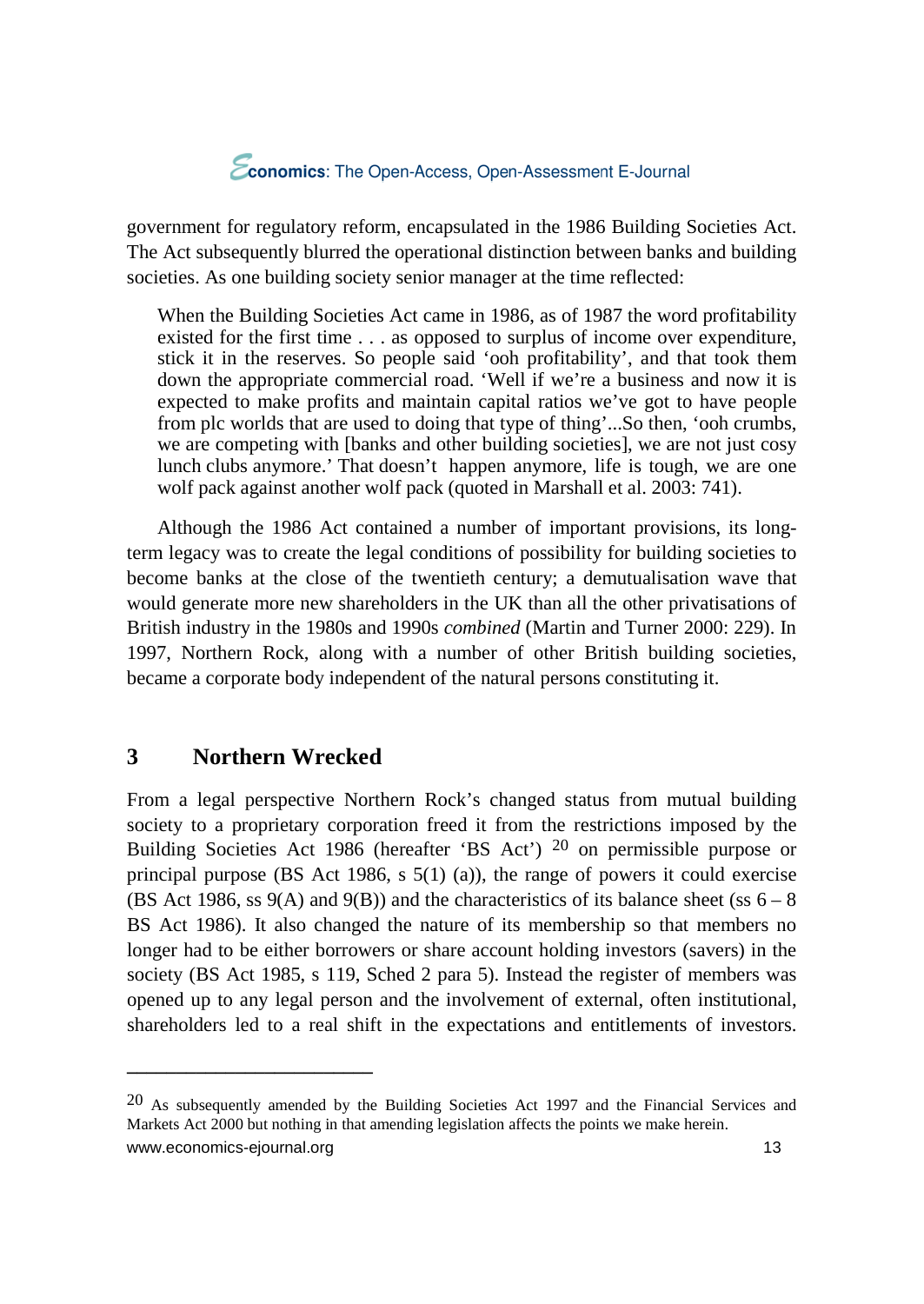government for regulatory reform, encapsulated in the 1986 Building Societies Act. The Act subsequently blurred the operational distinction between banks and building societies. As one building society senior manager at the time reflected:

> When the Building Societies Act came in 1986, as of 1987 the word profitability existed for the first time . . . as opposed to surplus of income over expenditure, stick it in the reserves. So people said 'ooh profitability', and that took them down the appropriate commercial road. 'Well if we're a business and now it is expected to make profits and maintain capital ratios we've got to have people from plc worlds that are used to doing that type of thing'...So then, 'ooh crumbs, we are competing with [banks and other building societies], we are not just cosy lunch clubs anymore.' That doesn't happen anymore, life is tough, we are one wolf pack against another wolf pack (quoted in Marshall et al. 2003: 741).

Although the 1986 Act contained a number of important provisions, its long-term legacy was to create the legal conditions of possibility for building societies to become banks at the close of the twentieth century; a demutualisation wave that would generate more new shareholders in the UK than all the other privatisations of British industry in the 1980s and 1990s *combined* (Martin and Turner 2000: 229). In 1997, Northern Rock, along with a number of other British building societies, became a corporate body independent of the natural persons constituting it.

## 3 Northern Wrecked

From a legal perspective Northern Rock's changed status from mutual building society to a proprietary corporation freed it from the restrictions imposed by the Building Societies Act 1986 (hereafter 'BS Act') [20] on permissible purpose or principal purpose (BS Act 1986, s 5(1) (a)), the range of powers it could exercise (BS Act 1986, ss 9(A) and 9(B)) and the characteristics of its balance sheet (ss 6 – 8 BS Act 1986). It also changed the nature of its membership so that members no longer had to be either borrowers or share account holding investors (savers) in the society (BS Act 1985, s 119, Sched 2 para 5). Instead the register of members was opened up to any legal person and the involvement of external, often institutional, shareholders led to a real shift in the expectations and entitlements of investors.

---

[20] As subsequently amended by the Building Societies Act 1997 and the Financial Services and Markets Act 2000 but nothing in that amending legislation affects the points we make herein.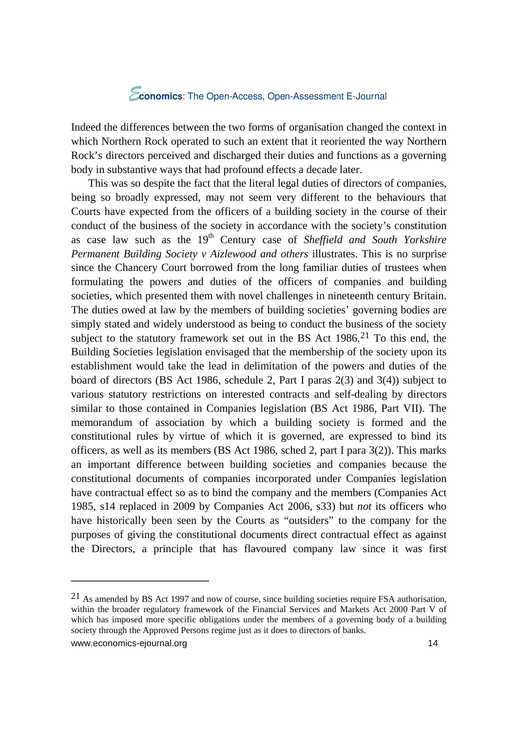Indeed the differences between the two forms of organisation changed the context in which Northern Rock operated to such an extent that it reoriented the way Northern Rock's directors perceived and discharged their duties and functions as a governing body in substantive ways that had profound effects a decade later.

This was so despite the fact that the literal legal duties of directors of companies, being so broadly expressed, may not seem very different to the behaviours that Courts have expected from the officers of a building society in the course of their conduct of the business of the society in accordance with the society's constitution as case law such as the 19th Century case of *Sheffield and South Yorkshire Permanent Building Society v Aizlewood and others* illustrates. This is no surprise since the Chancery Court borrowed from the long familiar duties of trustees when formulating the powers and duties of the officers of companies and building societies, which presented them with novel challenges in nineteenth century Britain. The duties owed at law by the members of building societies' governing bodies are simply stated and widely understood as being to conduct the business of the society subject to the statutory framework set out in the BS Act 1986.[21] To this end, the Building Societies legislation envisaged that the membership of the society upon its establishment would take the lead in delimitation of the powers and duties of the board of directors (BS Act 1986, schedule 2, Part I paras 2(3) and 3(4)) subject to various statutory restrictions on interested contracts and self-dealing by directors similar to those contained in Companies legislation (BS Act 1986, Part VII). The memorandum of association by which a building society is formed and the constitutional rules by virtue of which it is governed, are expressed to bind its officers, as well as its members (BS Act 1986, sched 2, part I para 3(2)). This marks an important difference between building societies and companies because the constitutional documents of companies incorporated under Companies legislation have contractual effect so as to bind the company and the members (Companies Act 1985, s14 replaced in 2009 by Companies Act 2006, s33) but *not* its officers who have historically been seen by the Courts as "outsiders" to the company for the purposes of giving the constitutional documents direct contractual effect as against the Directors, a principle that has flavoured company law since it was first

---

[21] As amended by BS Act 1997 and now of course, since building societies require FSA authorisation, within the broader regulatory framework of the Financial Services and Markets Act 2000 Part V of which has imposed more specific obligations under the members of a governing body of a building society through the Approved Persons regime just as it does to directors of banks.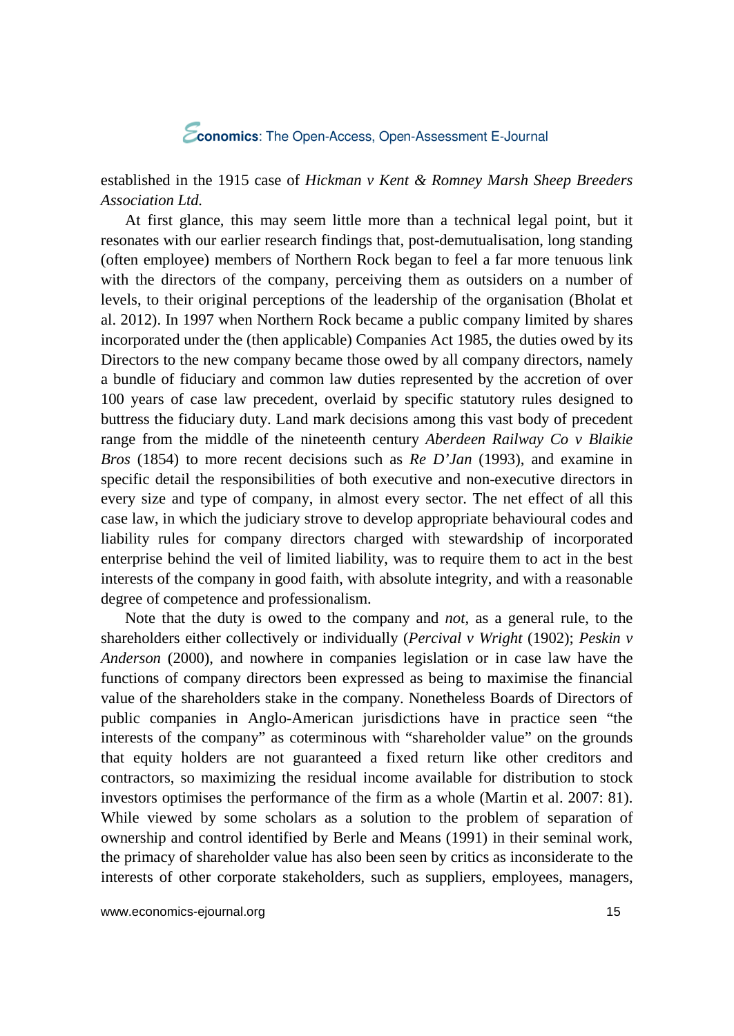established in the 1915 case of *Hickman v Kent & Romney Marsh Sheep Breeders Association Ltd.*

At first glance, this may seem little more than a technical legal point, but it resonates with our earlier research findings that, post-demutualisation, long standing (often employee) members of Northern Rock began to feel a far more tenuous link with the directors of the company, perceiving them as outsiders on a number of levels, to their original perceptions of the leadership of the organisation (Bholat et al. 2012). In 1997 when Northern Rock became a public company limited by shares incorporated under the (then applicable) Companies Act 1985, the duties owed by its Directors to the new company became those owed by all company directors, namely a bundle of fiduciary and common law duties represented by the accretion of over 100 years of case law precedent, overlaid by specific statutory rules designed to buttress the fiduciary duty. Land mark decisions among this vast body of precedent range from the middle of the nineteenth century *Aberdeen Railway Co v Blaikie Bros* (1854) to more recent decisions such as *Re D'Jan* (1993), and examine in specific detail the responsibilities of both executive and non-executive directors in every size and type of company, in almost every sector. The net effect of all this case law, in which the judiciary strove to develop appropriate behavioural codes and liability rules for company directors charged with stewardship of incorporated enterprise behind the veil of limited liability, was to require them to act in the best interests of the company in good faith, with absolute integrity, and with a reasonable degree of competence and professionalism.

Note that the duty is owed to the company and *not*, as a general rule, to the shareholders either collectively or individually (*Percival v Wright* (1902); *Peskin v Anderson* (2000), and nowhere in companies legislation or in case law have the functions of company directors been expressed as being to maximise the financial value of the shareholders stake in the company. Nonetheless Boards of Directors of public companies in Anglo-American jurisdictions have in practice seen "the interests of the company" as coterminous with "shareholder value" on the grounds that equity holders are not guaranteed a fixed return like other creditors and contractors, so maximizing the residual income available for distribution to stock investors optimises the performance of the firm as a whole (Martin et al. 2007: 81). While viewed by some scholars as a solution to the problem of separation of ownership and control identified by Berle and Means (1991) in their seminal work, the primacy of shareholder value has also been seen by critics as inconsiderate to the interests of other corporate stakeholders, such as suppliers, employees, managers,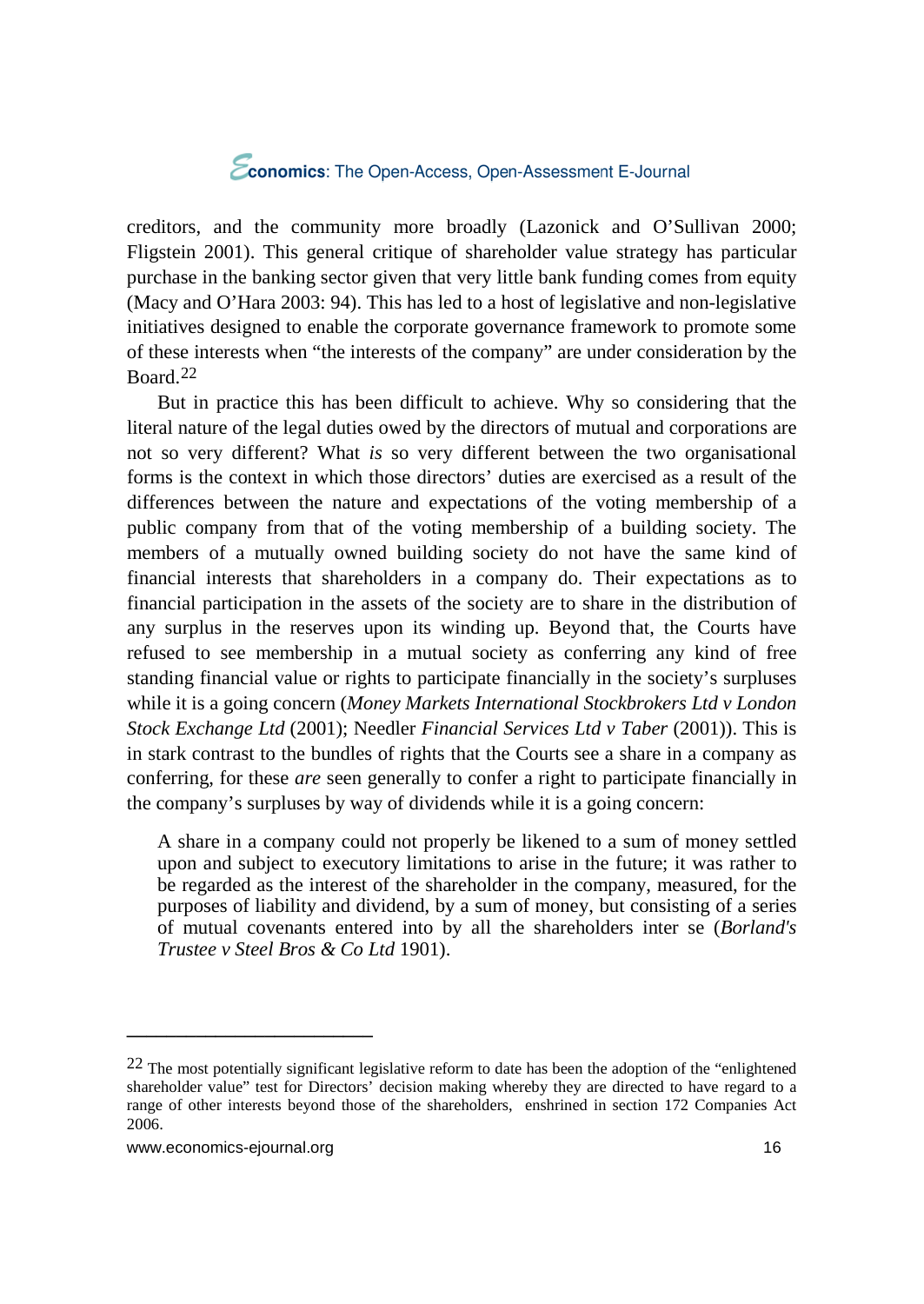creditors, and the community more broadly (Lazonick and O'Sullivan 2000; Fligstein 2001). This general critique of shareholder value strategy has particular purchase in the banking sector given that very little bank funding comes from equity (Macy and O'Hara 2003: 94). This has led to a host of legislative and non-legislative initiatives designed to enable the corporate governance framework to promote some of these interests when "the interests of the company" are under consideration by the Board.[22]

But in practice this has been difficult to achieve. Why so considering that the literal nature of the legal duties owed by the directors of mutual and corporations are not so very different? What *is* so very different between the two organisational forms is the context in which those directors' duties are exercised as a result of the differences between the nature and expectations of the voting membership of a public company from that of the voting membership of a building society. The members of a mutually owned building society do not have the same kind of financial interests that shareholders in a company do. Their expectations as to financial participation in the assets of the society are to share in the distribution of any surplus in the reserves upon its winding up. Beyond that, the Courts have refused to see membership in a mutual society as conferring any kind of free standing financial value or rights to participate financially in the society's surpluses while it is a going concern (*Money Markets International Stockbrokers Ltd v London Stock Exchange Ltd* (2001); Needler *Financial Services Ltd v Taber* (2001)). This is in stark contrast to the bundles of rights that the Courts see a share in a company as conferring, for these *are* seen generally to confer a right to participate financially in the company's surpluses by way of dividends while it is a going concern:

> A share in a company could not properly be likened to a sum of money settled upon and subject to executory limitations to arise in the future; it was rather to be regarded as the interest of the shareholder in the company, measured, for the purposes of liability and dividend, by a sum of money, but consisting of a series of mutual covenants entered into by all the shareholders inter se (*Borland's Trustee v Steel Bros & Co Ltd* 1901).

---

[22] The most potentially significant legislative reform to date has been the adoption of the "enlightened shareholder value" test for Directors' decision making whereby they are directed to have regard to a range of other interests beyond those of the shareholders, enshrined in section 172 Companies Act 2006.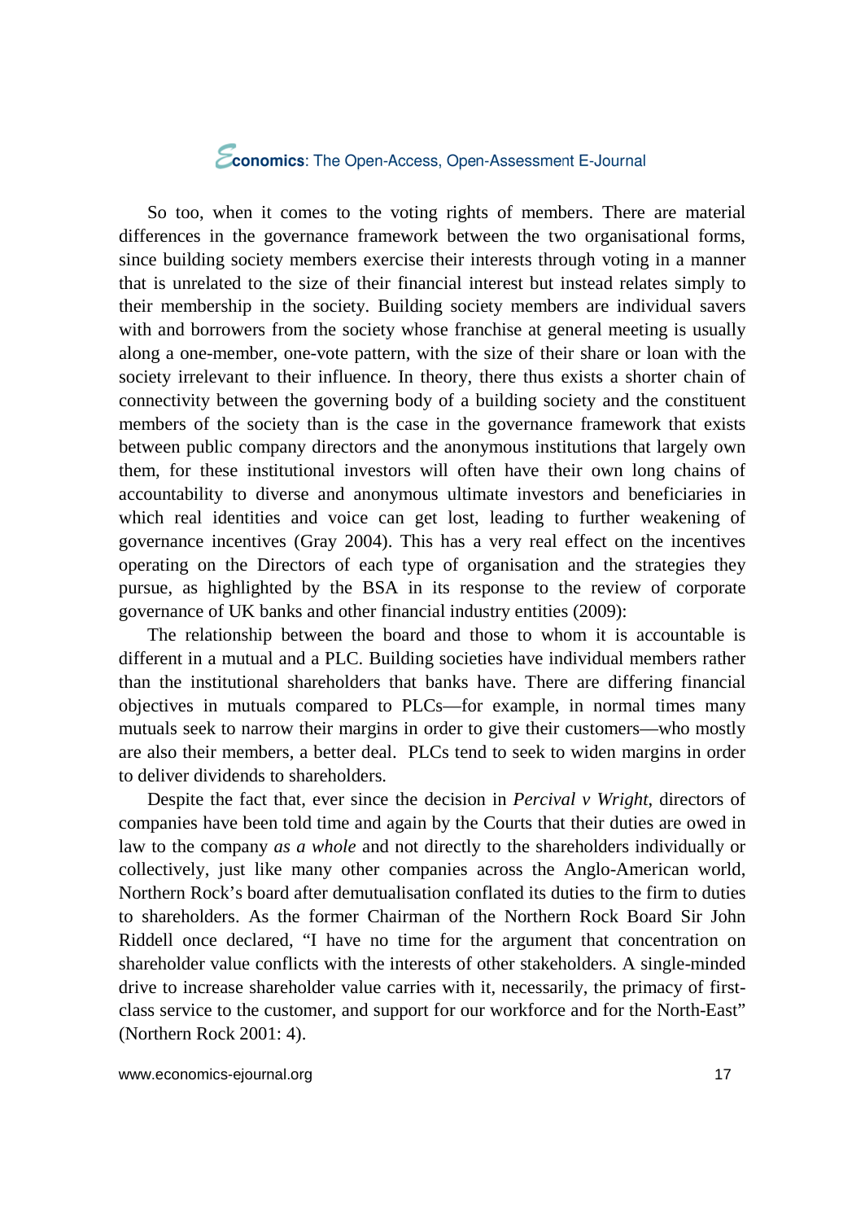So too, when it comes to the voting rights of members. There are material differences in the governance framework between the two organisational forms, since building society members exercise their interests through voting in a manner that is unrelated to the size of their financial interest but instead relates simply to their membership in the society. Building society members are individual savers with and borrowers from the society whose franchise at general meeting is usually along a one-member, one-vote pattern, with the size of their share or loan with the society irrelevant to their influence. In theory, there thus exists a shorter chain of connectivity between the governing body of a building society and the constituent members of the society than is the case in the governance framework that exists between public company directors and the anonymous institutions that largely own them, for these institutional investors will often have their own long chains of accountability to diverse and anonymous ultimate investors and beneficiaries in which real identities and voice can get lost, leading to further weakening of governance incentives (Gray 2004). This has a very real effect on the incentives operating on the Directors of each type of organisation and the strategies they pursue, as highlighted by the BSA in its response to the review of corporate governance of UK banks and other financial industry entities (2009):

The relationship between the board and those to whom it is accountable is different in a mutual and a PLC. Building societies have individual members rather than the institutional shareholders that banks have. There are differing financial objectives in mutuals compared to PLCs—for example, in normal times many mutuals seek to narrow their margins in order to give their customers—who mostly are also their members, a better deal. PLCs tend to seek to widen margins in order to deliver dividends to shareholders.

Despite the fact that, ever since the decision in *Percival v Wright*, directors of companies have been told time and again by the Courts that their duties are owed in law to the company *as a whole* and not directly to the shareholders individually or collectively, just like many other companies across the Anglo-American world, Northern Rock's board after demutualisation conflated its duties to the firm to duties to shareholders. As the former Chairman of the Northern Rock Board Sir John Riddell once declared, "I have no time for the argument that concentration on shareholder value conflicts with the interests of other stakeholders. A single-minded drive to increase shareholder value carries with it, necessarily, the primacy of first-class service to the customer, and support for our workforce and for the North-East" (Northern Rock 2001: 4).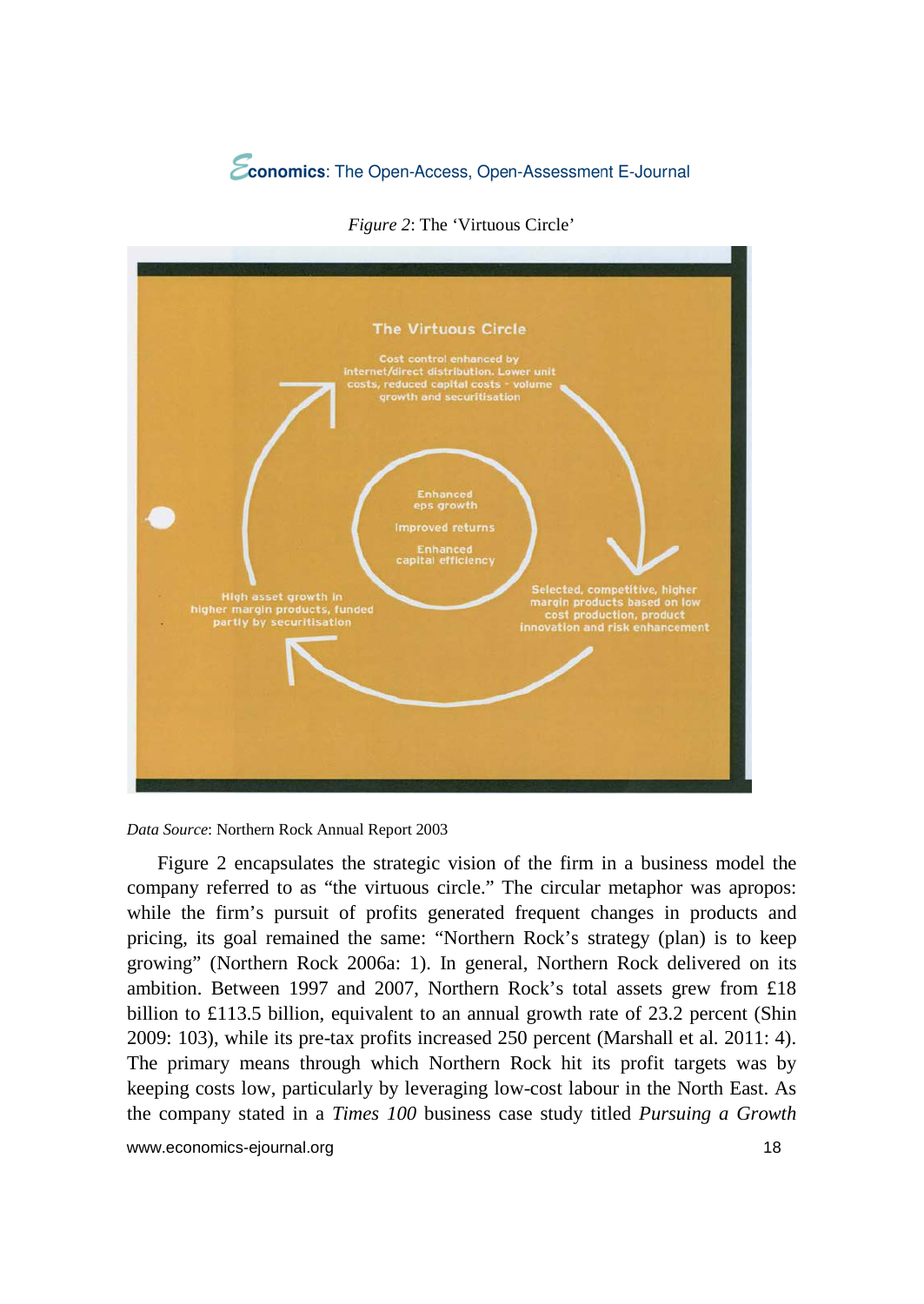*Figure 2*: The 'Virtuous Circle'

The Virtuous Circle

Cost control enhanced by internet/direct distribution. Lower unit costs, reduced capital costs - volume growth and securitisation

Enhanced eps growth

Improved returns

Enhanced capital efficiency

Selected, competitive, higher margin products based on low cost production, product innovation and risk enhancement

High asset growth in higher margin products, funded partly by securitisation

*Data Source*: Northern Rock Annual Report 2003

Figure 2 encapsulates the strategic vision of the firm in a business model the company referred to as "the virtuous circle." The circular metaphor was apropos: while the firm's pursuit of profits generated frequent changes in products and pricing, its goal remained the same: "Northern Rock's strategy (plan) is to keep growing" (Northern Rock 2006a: 1). In general, Northern Rock delivered on its ambition. Between 1997 and 2007, Northern Rock's total assets grew from £18 billion to £113.5 billion, equivalent to an annual growth rate of 23.2 percent (Shin 2009: 103), while its pre-tax profits increased 250 percent (Marshall et al. 2011: 4). The primary means through which Northern Rock hit its profit targets was by keeping costs low, particularly by leveraging low-cost labour in the North East. As the company stated in a *Times 100* business case study titled *Pursuing a Growth*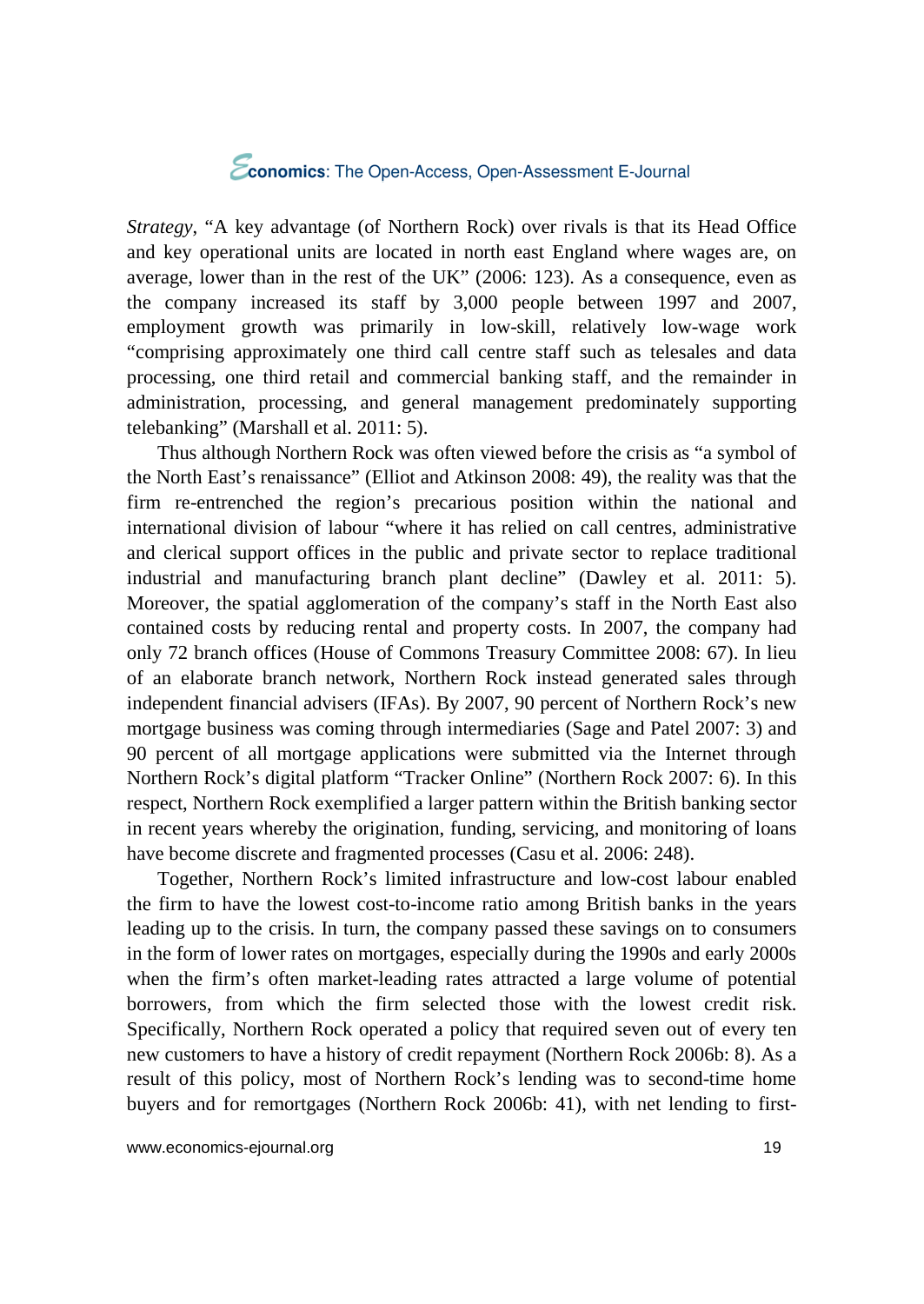*Strategy*, "A key advantage (of Northern Rock) over rivals is that its Head Office and key operational units are located in north east England where wages are, on average, lower than in the rest of the UK" (2006: 123). As a consequence, even as the company increased its staff by 3,000 people between 1997 and 2007, employment growth was primarily in low-skill, relatively low-wage work "comprising approximately one third call centre staff such as telesales and data processing, one third retail and commercial banking staff, and the remainder in administration, processing, and general management predominately supporting telebanking" (Marshall et al. 2011: 5).

Thus although Northern Rock was often viewed before the crisis as "a symbol of the North East's renaissance" (Elliot and Atkinson 2008: 49), the reality was that the firm re-entrenched the region's precarious position within the national and international division of labour "where it has relied on call centres, administrative and clerical support offices in the public and private sector to replace traditional industrial and manufacturing branch plant decline" (Dawley et al. 2011: 5). Moreover, the spatial agglomeration of the company's staff in the North East also contained costs by reducing rental and property costs. In 2007, the company had only 72 branch offices (House of Commons Treasury Committee 2008: 67). In lieu of an elaborate branch network, Northern Rock instead generated sales through independent financial advisers (IFAs). By 2007, 90 percent of Northern Rock's new mortgage business was coming through intermediaries (Sage and Patel 2007: 3) and 90 percent of all mortgage applications were submitted via the Internet through Northern Rock's digital platform "Tracker Online" (Northern Rock 2007: 6). In this respect, Northern Rock exemplified a larger pattern within the British banking sector in recent years whereby the origination, funding, servicing, and monitoring of loans have become discrete and fragmented processes (Casu et al. 2006: 248).

Together, Northern Rock's limited infrastructure and low-cost labour enabled the firm to have the lowest cost-to-income ratio among British banks in the years leading up to the crisis. In turn, the company passed these savings on to consumers in the form of lower rates on mortgages, especially during the 1990s and early 2000s when the firm's often market-leading rates attracted a large volume of potential borrowers, from which the firm selected those with the lowest credit risk. Specifically, Northern Rock operated a policy that required seven out of every ten new customers to have a history of credit repayment (Northern Rock 2006b: 8). As a result of this policy, most of Northern Rock's lending was to second-time home buyers and for remortgages (Northern Rock 2006b: 41), with net lending to first-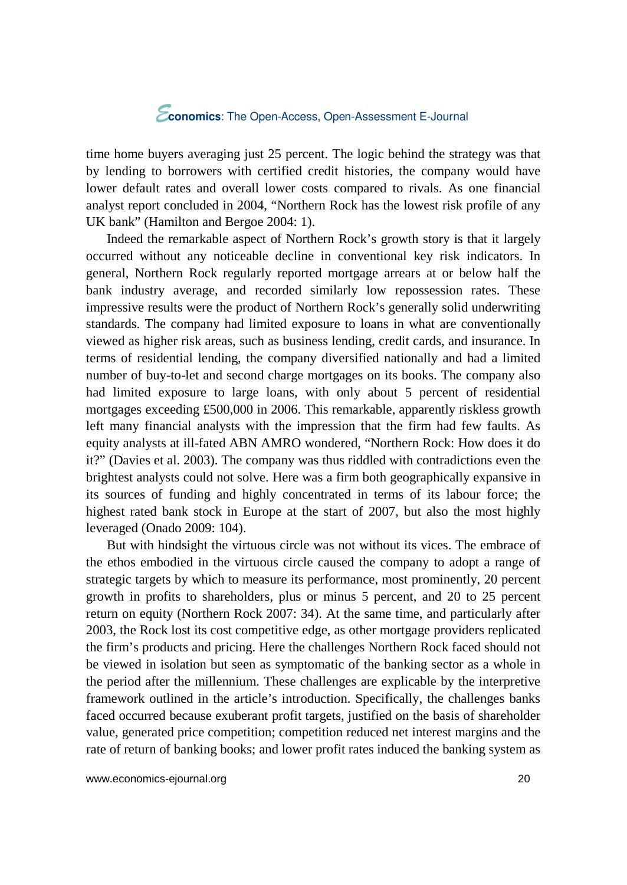time home buyers averaging just 25 percent. The logic behind the strategy was that by lending to borrowers with certified credit histories, the company would have lower default rates and overall lower costs compared to rivals. As one financial analyst report concluded in 2004, "Northern Rock has the lowest risk profile of any UK bank" (Hamilton and Bergoe 2004: 1).

Indeed the remarkable aspect of Northern Rock's growth story is that it largely occurred without any noticeable decline in conventional key risk indicators. In general, Northern Rock regularly reported mortgage arrears at or below half the bank industry average, and recorded similarly low repossession rates. These impressive results were the product of Northern Rock's generally solid underwriting standards. The company had limited exposure to loans in what are conventionally viewed as higher risk areas, such as business lending, credit cards, and insurance. In terms of residential lending, the company diversified nationally and had a limited number of buy-to-let and second charge mortgages on its books. The company also had limited exposure to large loans, with only about 5 percent of residential mortgages exceeding £500,000 in 2006. This remarkable, apparently riskless growth left many financial analysts with the impression that the firm had few faults. As equity analysts at ill-fated ABN AMRO wondered, "Northern Rock: How does it do it?" (Davies et al. 2003). The company was thus riddled with contradictions even the brightest analysts could not solve. Here was a firm both geographically expansive in its sources of funding and highly concentrated in terms of its labour force; the highest rated bank stock in Europe at the start of 2007, but also the most highly leveraged (Onado 2009: 104).

But with hindsight the virtuous circle was not without its vices. The embrace of the ethos embodied in the virtuous circle caused the company to adopt a range of strategic targets by which to measure its performance, most prominently, 20 percent growth in profits to shareholders, plus or minus 5 percent, and 20 to 25 percent return on equity (Northern Rock 2007: 34). At the same time, and particularly after 2003, the Rock lost its cost competitive edge, as other mortgage providers replicated the firm's products and pricing. Here the challenges Northern Rock faced should not be viewed in isolation but seen as symptomatic of the banking sector as a whole in the period after the millennium. These challenges are explicable by the interpretive framework outlined in the article's introduction. Specifically, the challenges banks faced occurred because exuberant profit targets, justified on the basis of shareholder value, generated price competition; competition reduced net interest margins and the rate of return of banking books; and lower profit rates induced the banking system as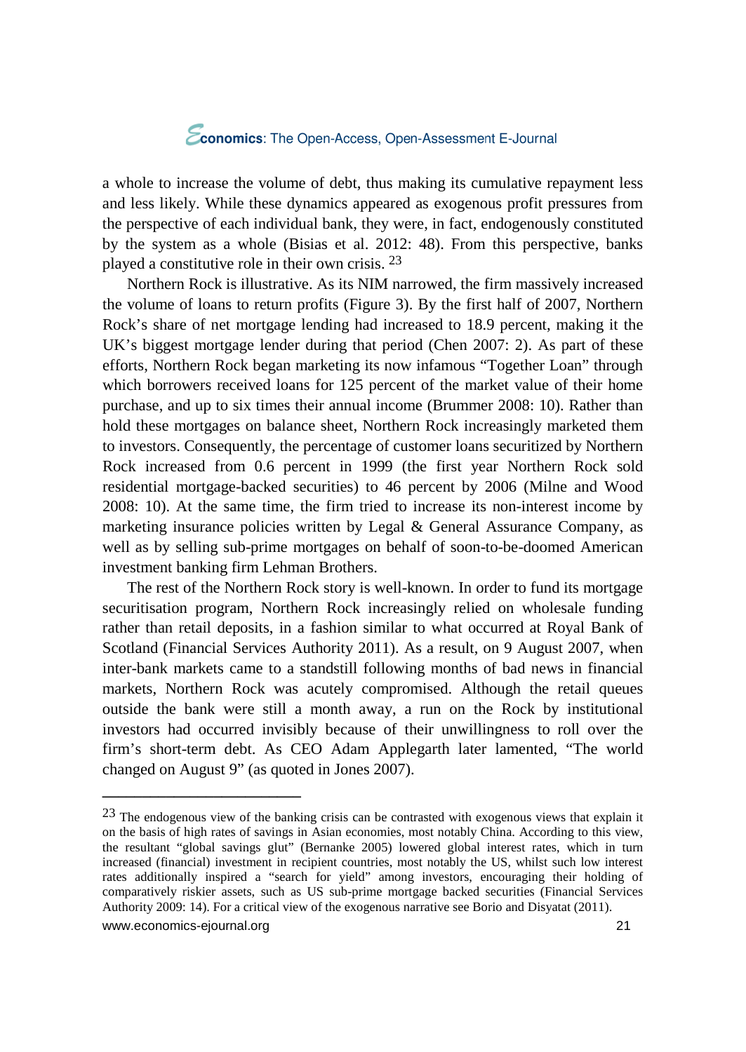a whole to increase the volume of debt, thus making its cumulative repayment less and less likely. While these dynamics appeared as exogenous profit pressures from the perspective of each individual bank, they were, in fact, endogenously constituted by the system as a whole (Bisias et al. 2012: 48). From this perspective, banks played a constitutive role in their own crisis. [23]

Northern Rock is illustrative. As its NIM narrowed, the firm massively increased the volume of loans to return profits (Figure 3). By the first half of 2007, Northern Rock's share of net mortgage lending had increased to 18.9 percent, making it the UK's biggest mortgage lender during that period (Chen 2007: 2). As part of these efforts, Northern Rock began marketing its now infamous "Together Loan" through which borrowers received loans for 125 percent of the market value of their home purchase, and up to six times their annual income (Brummer 2008: 10). Rather than hold these mortgages on balance sheet, Northern Rock increasingly marketed them to investors. Consequently, the percentage of customer loans securitized by Northern Rock increased from 0.6 percent in 1999 (the first year Northern Rock sold residential mortgage-backed securities) to 46 percent by 2006 (Milne and Wood 2008: 10). At the same time, the firm tried to increase its non-interest income by marketing insurance policies written by Legal & General Assurance Company, as well as by selling sub-prime mortgages on behalf of soon-to-be-doomed American investment banking firm Lehman Brothers.

The rest of the Northern Rock story is well-known. In order to fund its mortgage securitisation program, Northern Rock increasingly relied on wholesale funding rather than retail deposits, in a fashion similar to what occurred at Royal Bank of Scotland (Financial Services Authority 2011). As a result, on 9 August 2007, when inter-bank markets came to a standstill following months of bad news in financial markets, Northern Rock was acutely compromised. Although the retail queues outside the bank were still a month away, a run on the Rock by institutional investors had occurred invisibly because of their unwillingness to roll over the firm's short-term debt. As CEO Adam Applegarth later lamented, "The world changed on August 9" (as quoted in Jones 2007).

---

[23] The endogenous view of the banking crisis can be contrasted with exogenous views that explain it on the basis of high rates of savings in Asian economies, most notably China. According to this view, the resultant "global savings glut" (Bernanke 2005) lowered global interest rates, which in turn increased (financial) investment in recipient countries, most notably the US, whilst such low interest rates additionally inspired a "search for yield" among investors, encouraging their holding of comparatively riskier assets, such as US sub-prime mortgage backed securities (Financial Services Authority 2009: 14). For a critical view of the exogenous narrative see Borio and Disyatat (2011).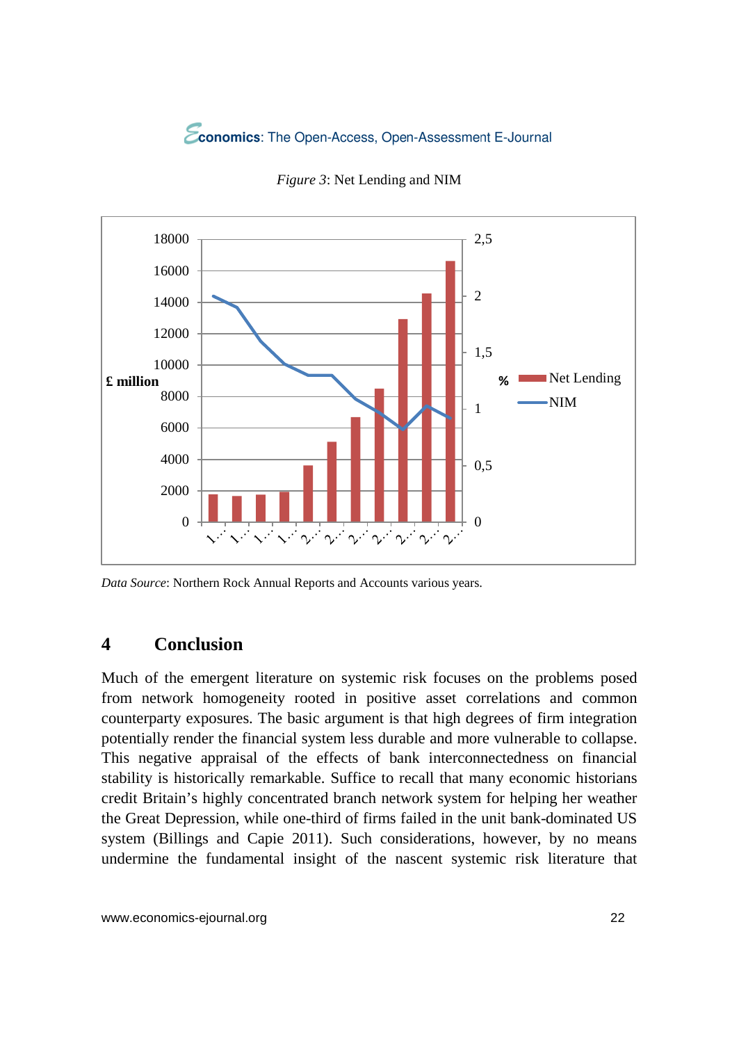*Figure 3*: Net Lending and NIM

*Data Source*: Northern Rock Annual Reports and Accounts various years.

## 4 Conclusion

Much of the emergent literature on systemic risk focuses on the problems posed from network homogeneity rooted in positive asset correlations and common counterparty exposures. The basic argument is that high degrees of firm integration potentially render the financial system less durable and more vulnerable to collapse. This negative appraisal of the effects of bank interconnectedness on financial stability is historically remarkable. Suffice to recall that many economic historians credit Britain's highly concentrated branch network system for helping her weather the Great Depression, while one-third of firms failed in the unit bank-dominated US system (Billings and Capie 2011). Such considerations, however, by no means undermine the fundamental insight of the nascent systemic risk literature that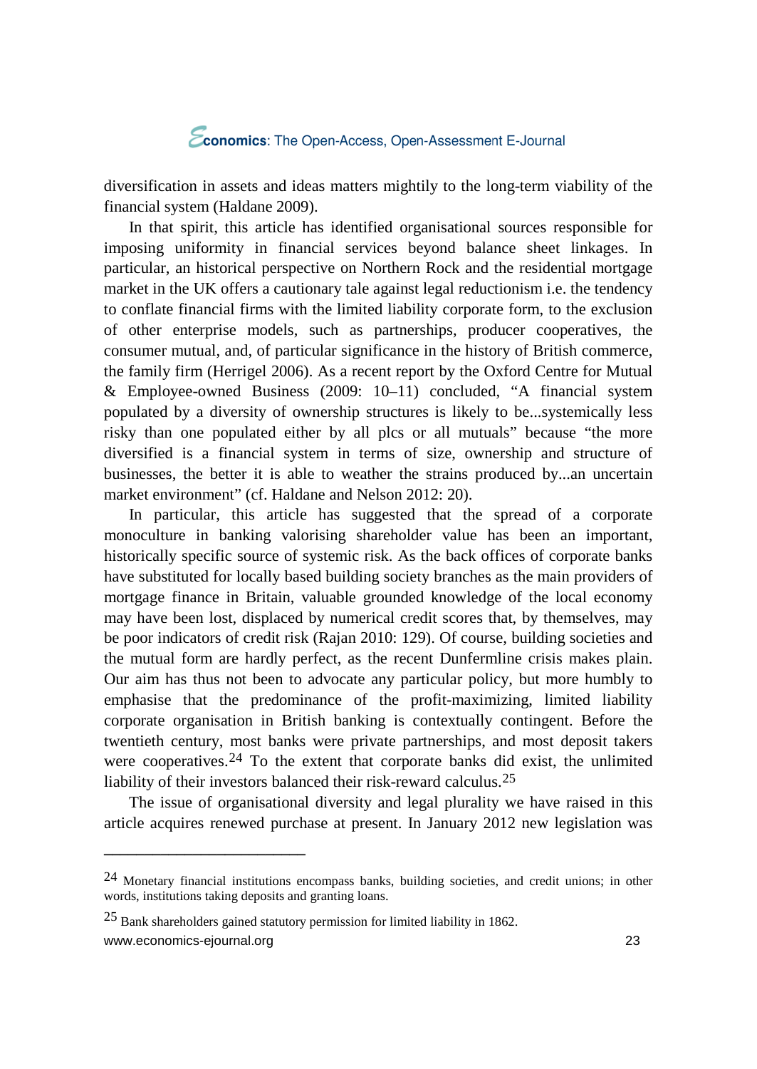diversification in assets and ideas matters mightily to the long-term viability of the financial system (Haldane 2009).

In that spirit, this article has identified organisational sources responsible for imposing uniformity in financial services beyond balance sheet linkages. In particular, an historical perspective on Northern Rock and the residential mortgage market in the UK offers a cautionary tale against legal reductionism i.e. the tendency to conflate financial firms with the limited liability corporate form, to the exclusion of other enterprise models, such as partnerships, producer cooperatives, the consumer mutual, and, of particular significance in the history of British commerce, the family firm (Herrigel 2006). As a recent report by the Oxford Centre for Mutual & Employee-owned Business (2009: 10–11) concluded, "A financial system populated by a diversity of ownership structures is likely to be...systemically less risky than one populated either by all plcs or all mutuals" because "the more diversified is a financial system in terms of size, ownership and structure of businesses, the better it is able to weather the strains produced by...an uncertain market environment" (cf. Haldane and Nelson 2012: 20).

In particular, this article has suggested that the spread of a corporate monoculture in banking valorising shareholder value has been an important, historically specific source of systemic risk. As the back offices of corporate banks have substituted for locally based building society branches as the main providers of mortgage finance in Britain, valuable grounded knowledge of the local economy may have been lost, displaced by numerical credit scores that, by themselves, may be poor indicators of credit risk (Rajan 2010: 129). Of course, building societies and the mutual form are hardly perfect, as the recent Dunfermline crisis makes plain. Our aim has thus not been to advocate any particular policy, but more humbly to emphasise that the predominance of the profit-maximizing, limited liability corporate organisation in British banking is contextually contingent. Before the twentieth century, most banks were private partnerships, and most deposit takers were cooperatives.[24] To the extent that corporate banks did exist, the unlimited liability of their investors balanced their risk-reward calculus.[25]

The issue of organisational diversity and legal plurality we have raised in this article acquires renewed purchase at present. In January 2012 new legislation was

---

[24] Monetary financial institutions encompass banks, building societies, and credit unions; in other words, institutions taking deposits and granting loans.

[25] Bank shareholders gained statutory permission for limited liability in 1862.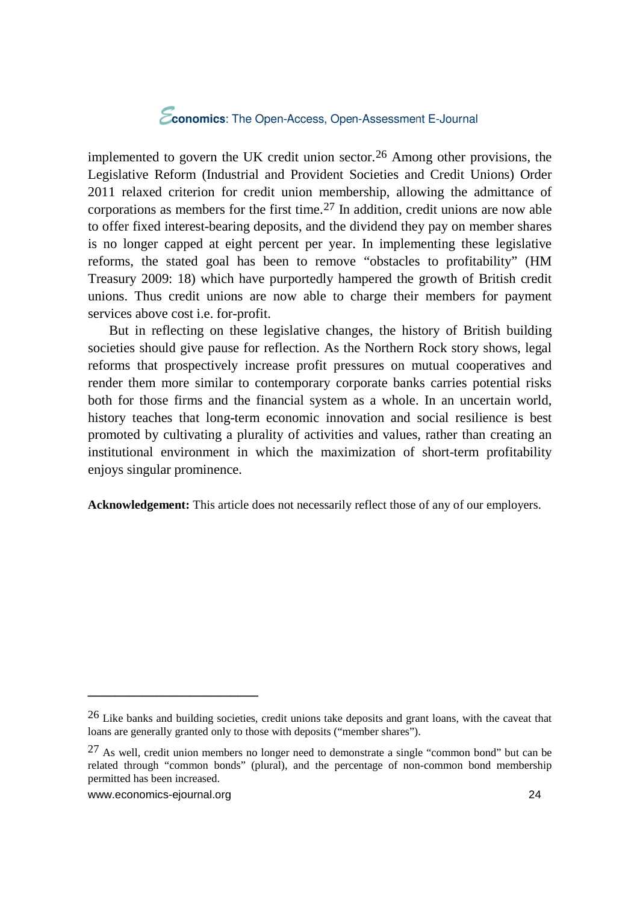implemented to govern the UK credit union sector.[26] Among other provisions, the Legislative Reform (Industrial and Provident Societies and Credit Unions) Order 2011 relaxed criterion for credit union membership, allowing the admittance of corporations as members for the first time.[27] In addition, credit unions are now able to offer fixed interest-bearing deposits, and the dividend they pay on member shares is no longer capped at eight percent per year. In implementing these legislative reforms, the stated goal has been to remove "obstacles to profitability" (HM Treasury 2009: 18) which have purportedly hampered the growth of British credit unions. Thus credit unions are now able to charge their members for payment services above cost i.e. for-profit.

But in reflecting on these legislative changes, the history of British building societies should give pause for reflection. As the Northern Rock story shows, legal reforms that prospectively increase profit pressures on mutual cooperatives and render them more similar to contemporary corporate banks carries potential risks both for those firms and the financial system as a whole. In an uncertain world, history teaches that long-term economic innovation and social resilience is best promoted by cultivating a plurality of activities and values, rather than creating an institutional environment in which the maximization of short-term profitability enjoys singular prominence.

**Acknowledgement:** This article does not necessarily reflect those of any of our employers.

---

[26] Like banks and building societies, credit unions take deposits and grant loans, with the caveat that loans are generally granted only to those with deposits ("member shares").

[27] As well, credit union members no longer need to demonstrate a single "common bond" but can be related through "common bonds" (plural), and the percentage of non-common bond membership permitted has been increased.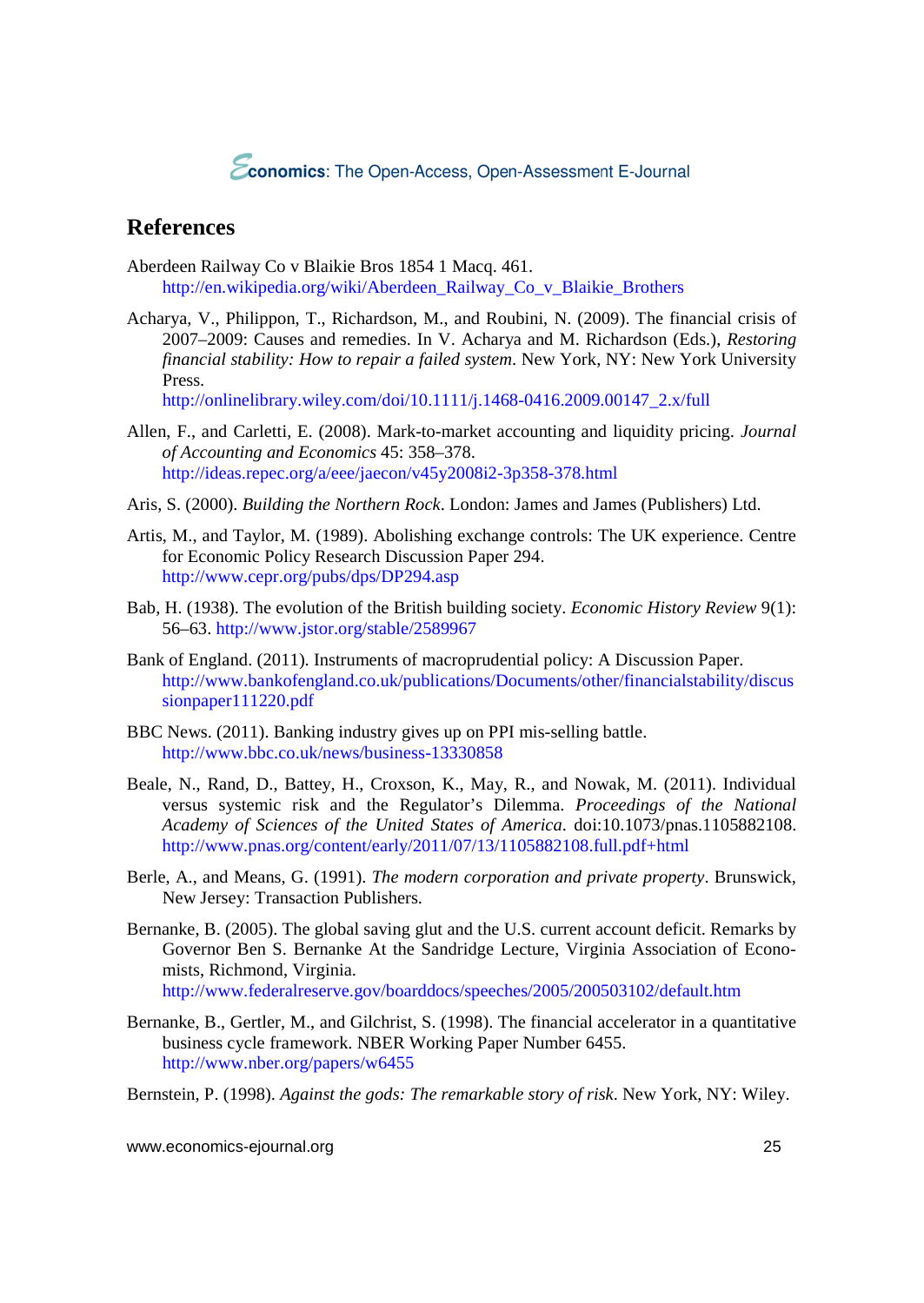## References

Aberdeen Railway Co v Blaikie Bros 1854 1 Macq. 461.
http://en.wikipedia.org/wiki/Aberdeen_Railway_Co_v_Blaikie_Brothers

Acharya, V., Philippon, T., Richardson, M., and Roubini, N. (2009). The financial crisis of 2007–2009: Causes and remedies. In V. Acharya and M. Richardson (Eds.), *Restoring financial stability: How to repair a failed system*. New York, NY: New York University Press.
http://onlinelibrary.wiley.com/doi/10.1111/j.1468-0416.2009.00147_2.x/full

Allen, F., and Carletti, E. (2008). Mark-to-market accounting and liquidity pricing. *Journal of Accounting and Economics* 45: 358–378.
http://ideas.repec.org/a/eee/jaecon/v45y2008i2-3p358-378.html

Aris, S. (2000). *Building the Northern Rock*. London: James and James (Publishers) Ltd.

Artis, M., and Taylor, M. (1989). Abolishing exchange controls: The UK experience. Centre for Economic Policy Research Discussion Paper 294.
http://www.cepr.org/pubs/dps/DP294.asp

Bab, H. (1938). The evolution of the British building society. *Economic History Review* 9(1): 56–63. http://www.jstor.org/stable/2589967

Bank of England. (2011). Instruments of macroprudential policy: A Discussion Paper.
http://www.bankofengland.co.uk/publications/Documents/other/financialstability/discussionpaper111220.pdf

BBC News. (2011). Banking industry gives up on PPI mis-selling battle.
http://www.bbc.co.uk/news/business-13330858

Beale, N., Rand, D., Battey, H., Croxson, K., May, R., and Nowak, M. (2011). Individual versus systemic risk and the Regulator's Dilemma. *Proceedings of the National Academy of Sciences of the United States of America*. doi:10.1073/pnas.1105882108.
http://www.pnas.org/content/early/2011/07/13/1105882108.full.pdf+html

Berle, A., and Means, G. (1991). *The modern corporation and private property*. Brunswick, New Jersey: Transaction Publishers.

Bernanke, B. (2005). The global saving glut and the U.S. current account deficit. Remarks by Governor Ben S. Bernanke At the Sandridge Lecture, Virginia Association of Economists, Richmond, Virginia.
http://www.federalreserve.gov/boarddocs/speeches/2005/200503102/default.htm

Bernanke, B., Gertler, M., and Gilchrist, S. (1998). The financial accelerator in a quantitative business cycle framework. NBER Working Paper Number 6455.
http://www.nber.org/papers/w6455

Bernstein, P. (1998). *Against the gods: The remarkable story of risk*. New York, NY: Wiley.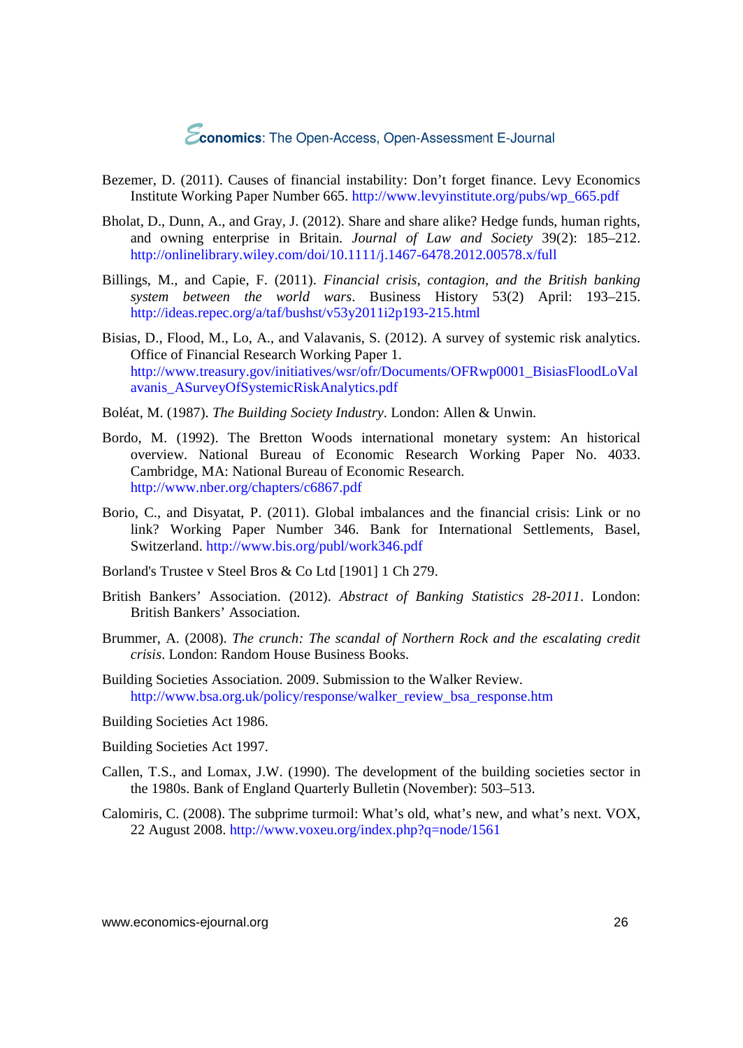Bezemer, D. (2011). Causes of financial instability: Don't forget finance. Levy Economics Institute Working Paper Number 665. http://www.levyinstitute.org/pubs/wp_665.pdf

Bholat, D., Dunn, A., and Gray, J. (2012). Share and share alike? Hedge funds, human rights, and owning enterprise in Britain. *Journal of Law and Society* 39(2): 185–212. http://onlinelibrary.wiley.com/doi/10.1111/j.1467-6478.2012.00578.x/full

Billings, M., and Capie, F. (2011). *Financial crisis, contagion, and the British banking system between the world wars*. Business History 53(2) April: 193–215. http://ideas.repec.org/a/taf/bushst/v53y2011i2p193-215.html

Bisias, D., Flood, M., Lo, A., and Valavanis, S. (2012). A survey of systemic risk analytics. Office of Financial Research Working Paper 1. http://www.treasury.gov/initiatives/wsr/ofr/Documents/OFRwp0001_BisiasFloodLoValavanis_ASurveyOfSystemicRiskAnalytics.pdf

Boléat, M. (1987). *The Building Society Industry*. London: Allen & Unwin.

Bordo, M. (1992). The Bretton Woods international monetary system: An historical overview. National Bureau of Economic Research Working Paper No. 4033. Cambridge, MA: National Bureau of Economic Research. http://www.nber.org/chapters/c6867.pdf

Borio, C., and Disyatat, P. (2011). Global imbalances and the financial crisis: Link or no link? Working Paper Number 346. Bank for International Settlements, Basel, Switzerland. http://www.bis.org/publ/work346.pdf

Borland's Trustee v Steel Bros & Co Ltd [1901] 1 Ch 279.

British Bankers' Association. (2012). *Abstract of Banking Statistics 28-2011*. London: British Bankers' Association.

Brummer, A. (2008). *The crunch: The scandal of Northern Rock and the escalating credit crisis*. London: Random House Business Books.

Building Societies Association. 2009. Submission to the Walker Review. http://www.bsa.org.uk/policy/response/walker_review_bsa_response.htm

Building Societies Act 1986.

Building Societies Act 1997.

Callen, T.S., and Lomax, J.W. (1990). The development of the building societies sector in the 1980s. Bank of England Quarterly Bulletin (November): 503–513.

Calomiris, C. (2008). The subprime turmoil: What's old, what's new, and what's next. VOX, 22 August 2008. http://www.voxeu.org/index.php?q=node/1561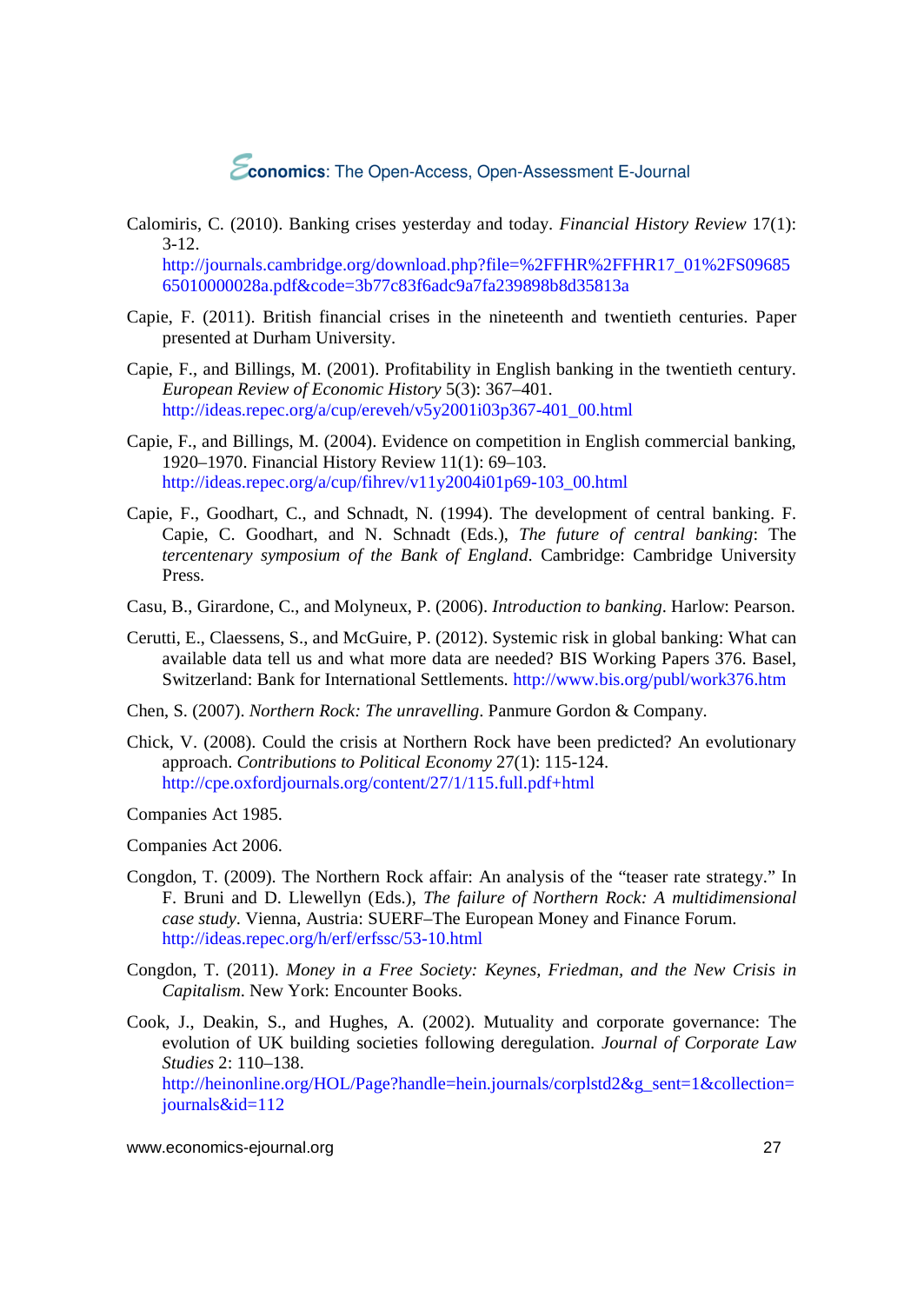Calomiris, C. (2010). Banking crises yesterday and today. *Financial History Review* 17(1): 3-12. http://journals.cambridge.org/download.php?file=%2FFHR%2FFHR17_01%2FS0968565010000028a.pdf&code=3b77c83f6adc9a7fa239898b8d35813a

Capie, F. (2011). British financial crises in the nineteenth and twentieth centuries. Paper presented at Durham University.

Capie, F., and Billings, M. (2001). Profitability in English banking in the twentieth century. *European Review of Economic History* 5(3): 367–401. http://ideas.repec.org/a/cup/ereveh/v5y2001i03p367-401_00.html

Capie, F., and Billings, M. (2004). Evidence on competition in English commercial banking, 1920–1970. Financial History Review 11(1): 69–103. http://ideas.repec.org/a/cup/fihrev/v11y2004i01p69-103_00.html

Capie, F., Goodhart, C., and Schnadt, N. (1994). The development of central banking. F. Capie, C. Goodhart, and N. Schnadt (Eds.), *The future of central banking*: The *tercentenary symposium of the Bank of England*. Cambridge: Cambridge University Press.

Casu, B., Girardone, C., and Molyneux, P. (2006). *Introduction to banking*. Harlow: Pearson.

Cerutti, E., Claessens, S., and McGuire, P. (2012). Systemic risk in global banking: What can available data tell us and what more data are needed? BIS Working Papers 376. Basel, Switzerland: Bank for International Settlements. http://www.bis.org/publ/work376.htm

Chen, S. (2007). *Northern Rock: The unravelling*. Panmure Gordon & Company.

Chick, V. (2008). Could the crisis at Northern Rock have been predicted? An evolutionary approach. *Contributions to Political Economy* 27(1): 115-124. http://cpe.oxfordjournals.org/content/27/1/115.full.pdf+html

Companies Act 1985.

Companies Act 2006.

Congdon, T. (2009). The Northern Rock affair: An analysis of the "teaser rate strategy." In F. Bruni and D. Llewellyn (Eds.), *The failure of Northern Rock: A multidimensional case study*. Vienna, Austria: SUERF–The European Money and Finance Forum. http://ideas.repec.org/h/erf/erfssc/53-10.html

Congdon, T. (2011). *Money in a Free Society: Keynes, Friedman, and the New Crisis in Capitalism*. New York: Encounter Books.

Cook, J., Deakin, S., and Hughes, A. (2002). Mutuality and corporate governance: The evolution of UK building societies following deregulation. *Journal of Corporate Law Studies* 2: 110–138. http://heinonline.org/HOL/Page?handle=hein.journals/corplstd2&g_sent=1&collection=journals&id=112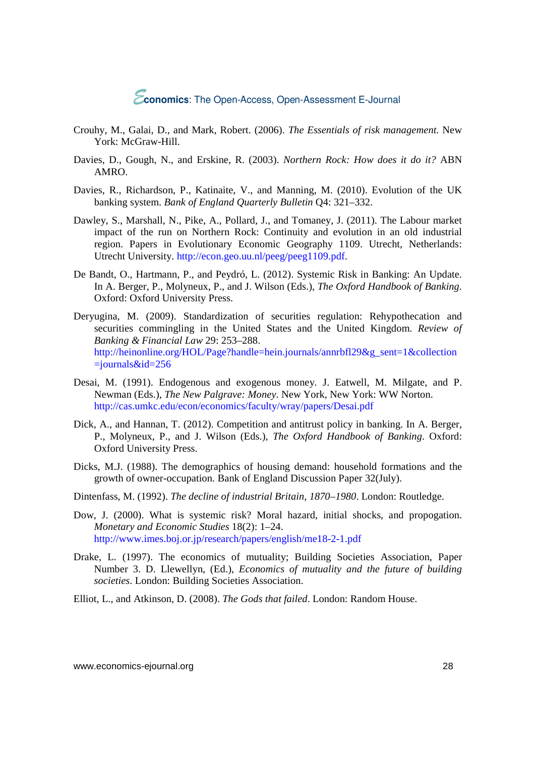Crouhy, M., Galai, D., and Mark, Robert. (2006). *The Essentials of risk management*. New York: McGraw-Hill.

Davies, D., Gough, N., and Erskine, R. (2003). *Northern Rock: How does it do it?* ABN AMRO.

Davies, R., Richardson, P., Katinaite, V., and Manning, M. (2010). Evolution of the UK banking system. *Bank of England Quarterly Bulletin* Q4: 321–332.

Dawley, S., Marshall, N., Pike, A., Pollard, J., and Tomaney, J. (2011). The Labour market impact of the run on Northern Rock: Continuity and evolution in an old industrial region. Papers in Evolutionary Economic Geography 1109. Utrecht, Netherlands: Utrecht University. http://econ.geo.uu.nl/peeg/peeg1109.pdf.

De Bandt, O., Hartmann, P., and Peydró, L. (2012). Systemic Risk in Banking: An Update. In A. Berger, P., Molyneux, P., and J. Wilson (Eds.), *The Oxford Handbook of Banking*. Oxford: Oxford University Press.

Deryugina, M. (2009). Standardization of securities regulation: Rehypothecation and securities commingling in the United States and the United Kingdom. *Review of Banking & Financial Law* 29: 253–288. http://heinonline.org/HOL/Page?handle=hein.journals/annrbfl29&g_sent=1&collection=journals&id=256

Desai, M. (1991). Endogenous and exogenous money. J. Eatwell, M. Milgate, and P. Newman (Eds.), *The New Palgrave: Money*. New York, New York: WW Norton. http://cas.umkc.edu/econ/economics/faculty/wray/papers/Desai.pdf

Dick, A., and Hannan, T. (2012). Competition and antitrust policy in banking. In A. Berger, P., Molyneux, P., and J. Wilson (Eds.), *The Oxford Handbook of Banking*. Oxford: Oxford University Press.

Dicks, M.J. (1988). The demographics of housing demand: household formations and the growth of owner-occupation. Bank of England Discussion Paper 32(July).

Dintenfass, M. (1992). *The decline of industrial Britain, 1870–1980*. London: Routledge.

Dow, J. (2000). What is systemic risk? Moral hazard, initial shocks, and propogation. *Monetary and Economic Studies* 18(2): 1–24. http://www.imes.boj.or.jp/research/papers/english/me18-2-1.pdf

Drake, L. (1997). The economics of mutuality; Building Societies Association, Paper Number 3. D. Llewellyn, (Ed.), *Economics of mutuality and the future of building societies*. London: Building Societies Association.

Elliot, L., and Atkinson, D. (2008). *The Gods that failed*. London: Random House.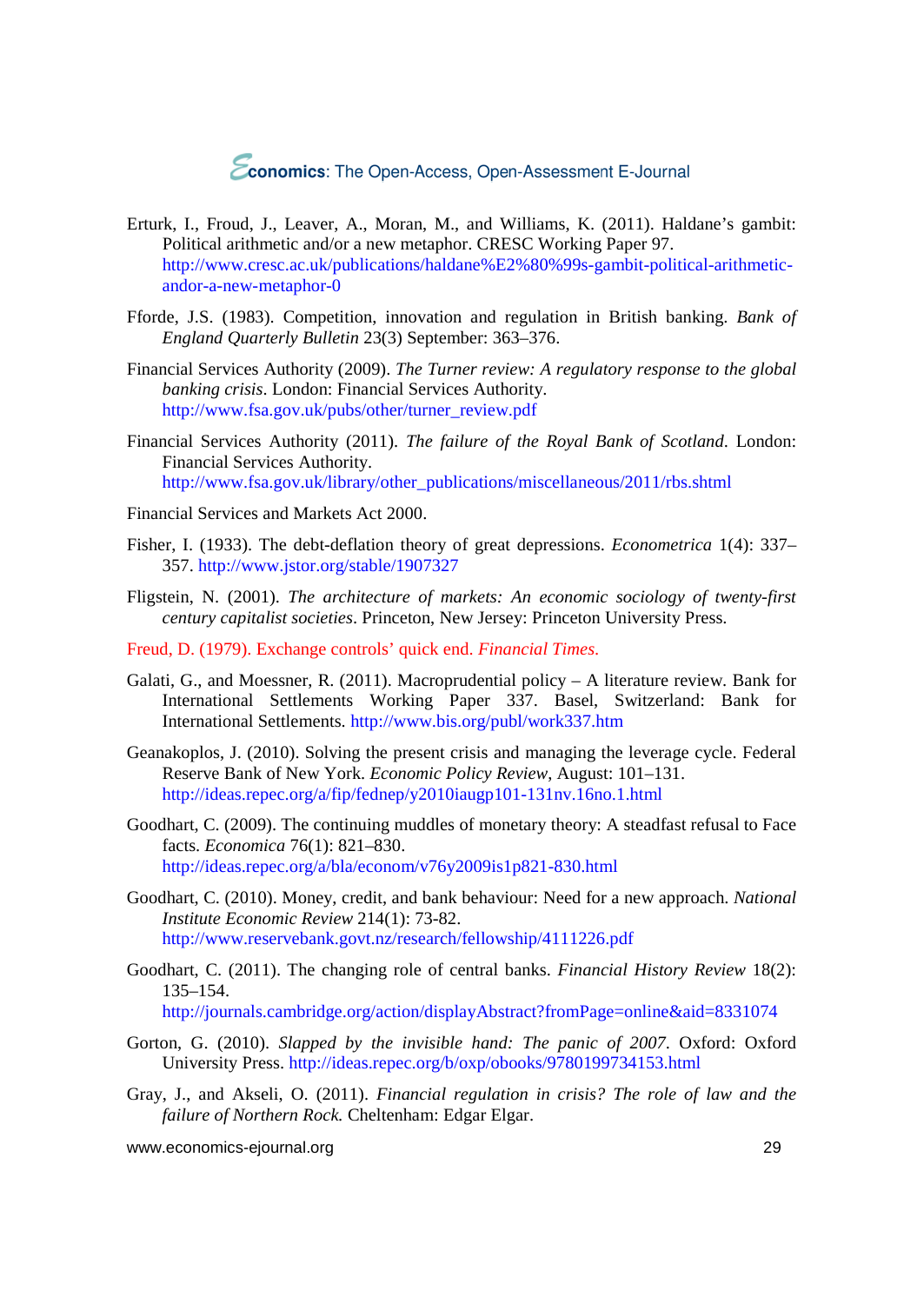Erturk, I., Froud, J., Leaver, A., Moran, M., and Williams, K. (2011). Haldane's gambit: Political arithmetic and/or a new metaphor. CRESC Working Paper 97. http://www.cresc.ac.uk/publications/haldane%E2%80%99s-gambit-political-arithmetic-andor-a-new-metaphor-0

Fforde, J.S. (1983). Competition, innovation and regulation in British banking. *Bank of England Quarterly Bulletin* 23(3) September: 363–376.

Financial Services Authority (2009). *The Turner review: A regulatory response to the global banking crisis*. London: Financial Services Authority. http://www.fsa.gov.uk/pubs/other/turner_review.pdf

Financial Services Authority (2011). *The failure of the Royal Bank of Scotland*. London: Financial Services Authority. http://www.fsa.gov.uk/library/other_publications/miscellaneous/2011/rbs.shtml

Financial Services and Markets Act 2000.

Fisher, I. (1933). The debt-deflation theory of great depressions. *Econometrica* 1(4): 337–357. http://www.jstor.org/stable/1907327

Fligstein, N. (2001). *The architecture of markets: An economic sociology of twenty-first century capitalist societies*. Princeton, New Jersey: Princeton University Press.

Freud, D. (1979). Exchange controls' quick end. *Financial Times*.

Galati, G., and Moessner, R. (2011). Macroprudential policy – A literature review. Bank for International Settlements Working Paper 337. Basel, Switzerland: Bank for International Settlements. http://www.bis.org/publ/work337.htm

Geanakoplos, J. (2010). Solving the present crisis and managing the leverage cycle. Federal Reserve Bank of New York. *Economic Policy Review*, August: 101–131. http://ideas.repec.org/a/fip/fednep/y2010iaugp101-131nv.16no.1.html

Goodhart, C. (2009). The continuing muddles of monetary theory: A steadfast refusal to Face facts. *Economica* 76(1): 821–830. http://ideas.repec.org/a/bla/econom/v76y2009is1p821-830.html

Goodhart, C. (2010). Money, credit, and bank behaviour: Need for a new approach. *National Institute Economic Review* 214(1): 73-82. http://www.reservebank.govt.nz/research/fellowship/4111226.pdf

Goodhart, C. (2011). The changing role of central banks. *Financial History Review* 18(2): 135–154. http://journals.cambridge.org/action/displayAbstract?fromPage=online&aid=8331074

Gorton, G. (2010). *Slapped by the invisible hand: The panic of 2007*. Oxford: Oxford University Press. http://ideas.repec.org/b/oxp/obooks/9780199734153.html

Gray, J., and Akseli, O. (2011). *Financial regulation in crisis? The role of law and the failure of Northern Rock.* Cheltenham: Edgar Elgar.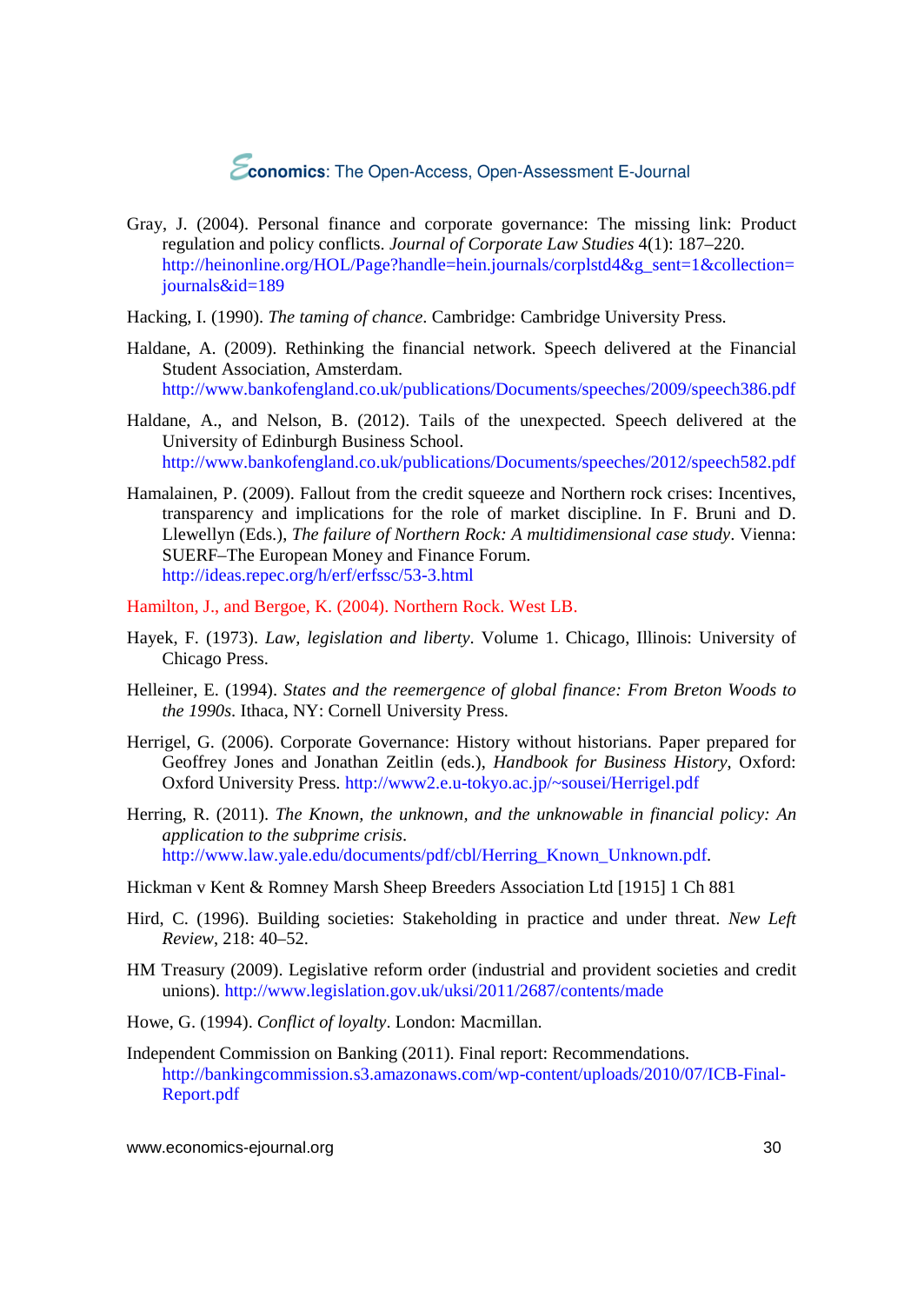Gray, J. (2004). Personal finance and corporate governance: The missing link: Product regulation and policy conflicts. *Journal of Corporate Law Studies* 4(1): 187–220. http://heinonline.org/HOL/Page?handle=hein.journals/corplstd4&g_sent=1&collection=journals&id=189

Hacking, I. (1990). *The taming of chance*. Cambridge: Cambridge University Press.

Haldane, A. (2009). Rethinking the financial network. Speech delivered at the Financial Student Association, Amsterdam. http://www.bankofengland.co.uk/publications/Documents/speeches/2009/speech386.pdf

Haldane, A., and Nelson, B. (2012). Tails of the unexpected. Speech delivered at the University of Edinburgh Business School. http://www.bankofengland.co.uk/publications/Documents/speeches/2012/speech582.pdf

Hamalainen, P. (2009). Fallout from the credit squeeze and Northern rock crises: Incentives, transparency and implications for the role of market discipline. In F. Bruni and D. Llewellyn (Eds.), *The failure of Northern Rock: A multidimensional case study*. Vienna: SUERF–The European Money and Finance Forum. http://ideas.repec.org/h/erf/erfssc/53-3.html

Hamilton, J., and Bergoe, K. (2004). Northern Rock. West LB.

Hayek, F. (1973). *Law, legislation and liberty*. Volume 1. Chicago, Illinois: University of Chicago Press.

Helleiner, E. (1994). *States and the reemergence of global finance: From Breton Woods to the 1990s*. Ithaca, NY: Cornell University Press.

Herrigel, G. (2006). Corporate Governance: History without historians. Paper prepared for Geoffrey Jones and Jonathan Zeitlin (eds.), *Handbook for Business History*, Oxford: Oxford University Press. http://www2.e.u-tokyo.ac.jp/~sousei/Herrigel.pdf

Herring, R. (2011). *The Known, the unknown, and the unknowable in financial policy: An application to the subprime crisis*. http://www.law.yale.edu/documents/pdf/cbl/Herring_Known_Unknown.pdf.

Hickman v Kent & Romney Marsh Sheep Breeders Association Ltd [1915] 1 Ch 881

Hird, C. (1996). Building societies: Stakeholding in practice and under threat. *New Left Review*, 218: 40–52.

HM Treasury (2009). Legislative reform order (industrial and provident societies and credit unions). http://www.legislation.gov.uk/uksi/2011/2687/contents/made

Howe, G. (1994). *Conflict of loyalty*. London: Macmillan.

Independent Commission on Banking (2011). Final report: Recommendations. http://bankingcommission.s3.amazonaws.com/wp-content/uploads/2010/07/ICB-Final-Report.pdf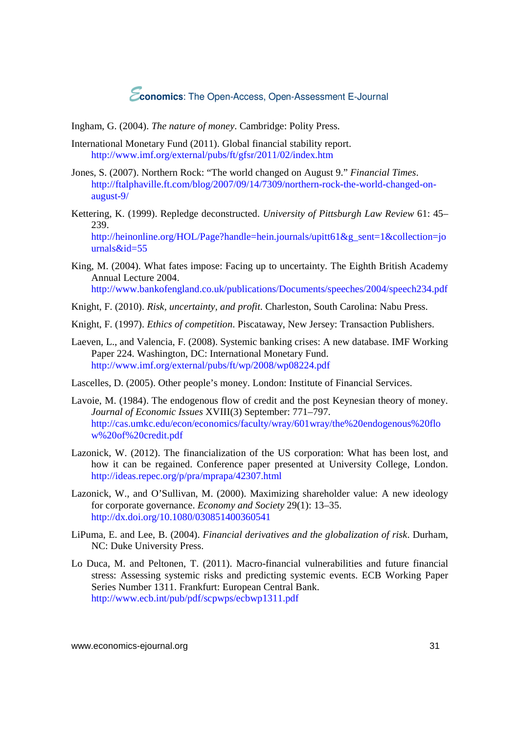Ingham, G. (2004). *The nature of money*. Cambridge: Polity Press.

International Monetary Fund (2011). Global financial stability report. http://www.imf.org/external/pubs/ft/gfsr/2011/02/index.htm

Jones, S. (2007). Northern Rock: "The world changed on August 9." *Financial Times*. http://ftalphaville.ft.com/blog/2007/09/14/7309/northern-rock-the-world-changed-on-august-9/

Kettering, K. (1999). Repledge deconstructed. *University of Pittsburgh Law Review* 61: 45–239. http://heinonline.org/HOL/Page?handle=hein.journals/upitt61&g_sent=1&collection=journals&id=55

King, M. (2004). What fates impose: Facing up to uncertainty. The Eighth British Academy Annual Lecture 2004. http://www.bankofengland.co.uk/publications/Documents/speeches/2004/speech234.pdf

Knight, F. (2010). *Risk, uncertainty, and profit*. Charleston, South Carolina: Nabu Press.

Knight, F. (1997). *Ethics of competition*. Piscataway, New Jersey: Transaction Publishers.

Laeven, L., and Valencia, F. (2008). Systemic banking crises: A new database. IMF Working Paper 224. Washington, DC: International Monetary Fund. http://www.imf.org/external/pubs/ft/wp/2008/wp08224.pdf

Lascelles, D. (2005). Other people's money. London: Institute of Financial Services.

Lavoie, M. (1984). The endogenous flow of credit and the post Keynesian theory of money. *Journal of Economic Issues* XVIII(3) September: 771–797. http://cas.umkc.edu/econ/economics/faculty/wray/601wray/the%20endogenous%20flow%20of%20credit.pdf

Lazonick, W. (2012). The financialization of the US corporation: What has been lost, and how it can be regained. Conference paper presented at University College, London. http://ideas.repec.org/p/pra/mprapa/42307.html

Lazonick, W., and O'Sullivan, M. (2000). Maximizing shareholder value: A new ideology for corporate governance. *Economy and Society* 29(1): 13–35. http://dx.doi.org/10.1080/030851400360541

LiPuma, E. and Lee, B. (2004). *Financial derivatives and the globalization of risk*. Durham, NC: Duke University Press.

Lo Duca, M. and Peltonen, T. (2011). Macro-financial vulnerabilities and future financial stress: Assessing systemic risks and predicting systemic events. ECB Working Paper Series Number 1311. Frankfurt: European Central Bank. http://www.ecb.int/pub/pdf/scpwps/ecbwp1311.pdf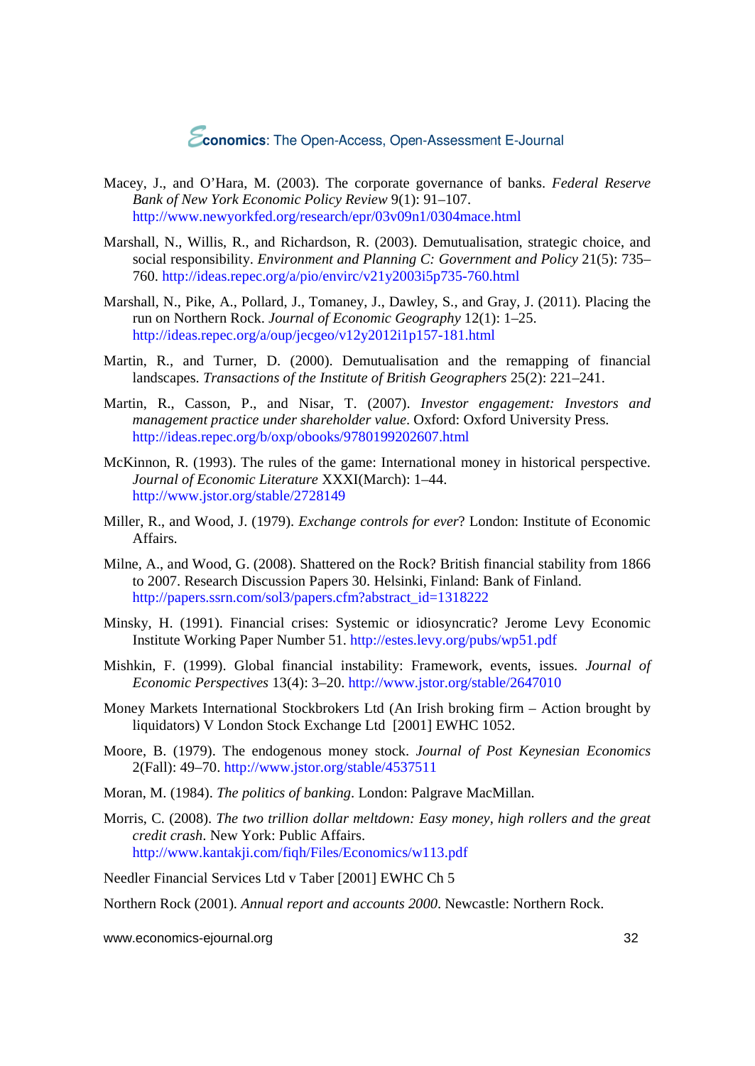Macey, J., and O'Hara, M. (2003). The corporate governance of banks. *Federal Reserve Bank of New York Economic Policy Review* 9(1): 91–107. http://www.newyorkfed.org/research/epr/03v09n1/0304mace.html

Marshall, N., Willis, R., and Richardson, R. (2003). Demutualisation, strategic choice, and social responsibility. *Environment and Planning C: Government and Policy* 21(5): 735–760. http://ideas.repec.org/a/pio/envirc/v21y2003i5p735-760.html

Marshall, N., Pike, A., Pollard, J., Tomaney, J., Dawley, S., and Gray, J. (2011). Placing the run on Northern Rock. *Journal of Economic Geography* 12(1): 1–25. http://ideas.repec.org/a/oup/jecgeo/v12y2012i1p157-181.html

Martin, R., and Turner, D. (2000). Demutualisation and the remapping of financial landscapes. *Transactions of the Institute of British Geographers* 25(2): 221–241.

Martin, R., Casson, P., and Nisar, T. (2007). *Investor engagement: Investors and management practice under shareholder value*. Oxford: Oxford University Press. http://ideas.repec.org/b/oxp/obooks/9780199202607.html

McKinnon, R. (1993). The rules of the game: International money in historical perspective. *Journal of Economic Literature* XXXI(March): 1–44. http://www.jstor.org/stable/2728149

Miller, R., and Wood, J. (1979). *Exchange controls for ever*? London: Institute of Economic Affairs.

Milne, A., and Wood, G. (2008). Shattered on the Rock? British financial stability from 1866 to 2007. Research Discussion Papers 30. Helsinki, Finland: Bank of Finland. http://papers.ssrn.com/sol3/papers.cfm?abstract_id=1318222

Minsky, H. (1991). Financial crises: Systemic or idiosyncratic? Jerome Levy Economic Institute Working Paper Number 51. http://estes.levy.org/pubs/wp51.pdf

Mishkin, F. (1999). Global financial instability: Framework, events, issues. *Journal of Economic Perspectives* 13(4): 3–20. http://www.jstor.org/stable/2647010

Money Markets International Stockbrokers Ltd (An Irish broking firm – Action brought by liquidators) V London Stock Exchange Ltd [2001] EWHC 1052.

Moore, B. (1979). The endogenous money stock. *Journal of Post Keynesian Economics* 2(Fall): 49–70. http://www.jstor.org/stable/4537511

Moran, M. (1984). *The politics of banking*. London: Palgrave MacMillan.

Morris, C. (2008). *The two trillion dollar meltdown: Easy money, high rollers and the great credit crash*. New York: Public Affairs. http://www.kantakji.com/fiqh/Files/Economics/w113.pdf

Needler Financial Services Ltd v Taber [2001] EWHC Ch 5

Northern Rock (2001). *Annual report and accounts 2000*. Newcastle: Northern Rock.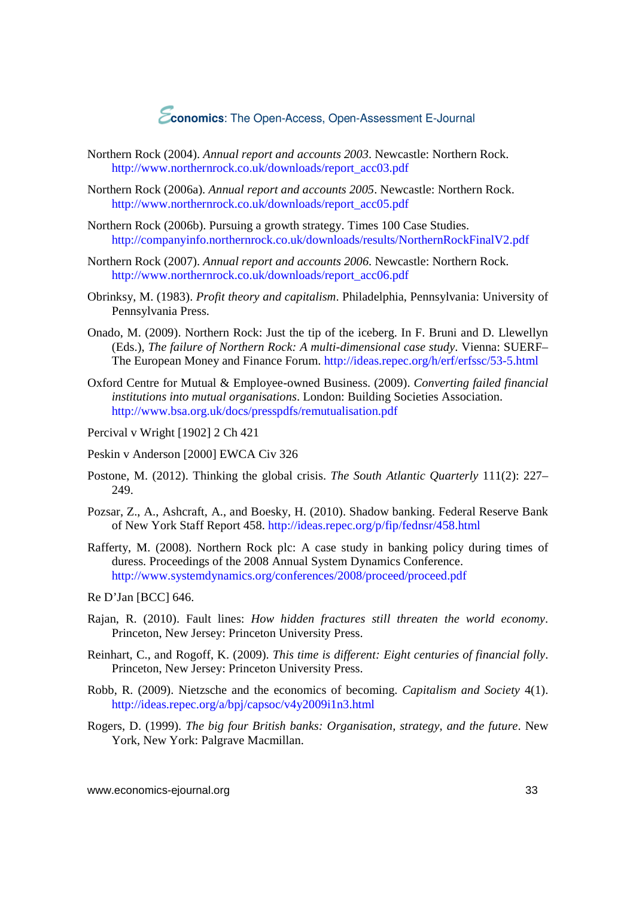Northern Rock (2004). *Annual report and accounts 2003*. Newcastle: Northern Rock. http://www.northernrock.co.uk/downloads/report_acc03.pdf

Northern Rock (2006a). *Annual report and accounts 2005*. Newcastle: Northern Rock. http://www.northernrock.co.uk/downloads/report_acc05.pdf

Northern Rock (2006b). Pursuing a growth strategy. Times 100 Case Studies. http://companyinfo.northernrock.co.uk/downloads/results/NorthernRockFinalV2.pdf

Northern Rock (2007). *Annual report and accounts 2006.* Newcastle: Northern Rock. http://www.northernrock.co.uk/downloads/report_acc06.pdf

Obrinksy, M. (1983). *Profit theory and capitalism*. Philadelphia, Pennsylvania: University of Pennsylvania Press.

Onado, M. (2009). Northern Rock: Just the tip of the iceberg. In F. Bruni and D. Llewellyn (Eds.), *The failure of Northern Rock: A multi-dimensional case study*. Vienna: SUERF–The European Money and Finance Forum. http://ideas.repec.org/h/erf/erfssc/53-5.html

Oxford Centre for Mutual & Employee-owned Business. (2009). *Converting failed financial institutions into mutual organisations*. London: Building Societies Association. http://www.bsa.org.uk/docs/presspdfs/remutualisation.pdf

Percival v Wright [1902] 2 Ch 421

Peskin v Anderson [2000] EWCA Civ 326

Postone, M. (2012). Thinking the global crisis. *The South Atlantic Quarterly* 111(2): 227–249.

Pozsar, Z., A., Ashcraft, A., and Boesky, H. (2010). Shadow banking. Federal Reserve Bank of New York Staff Report 458. http://ideas.repec.org/p/fip/fednsr/458.html

Rafferty, M. (2008). Northern Rock plc: A case study in banking policy during times of duress. Proceedings of the 2008 Annual System Dynamics Conference. http://www.systemdynamics.org/conferences/2008/proceed/proceed.pdf

Re D'Jan [BCC] 646.

Rajan, R. (2010). Fault lines: *How hidden fractures still threaten the world economy*. Princeton, New Jersey: Princeton University Press.

Reinhart, C., and Rogoff, K. (2009). *This time is different: Eight centuries of financial folly*. Princeton, New Jersey: Princeton University Press.

Robb, R. (2009). Nietzsche and the economics of becoming. *Capitalism and Society* 4(1). http://ideas.repec.org/a/bpj/capsoc/v4y2009i1n3.html

Rogers, D. (1999). *The big four British banks: Organisation, strategy, and the future*. New York, New York: Palgrave Macmillan.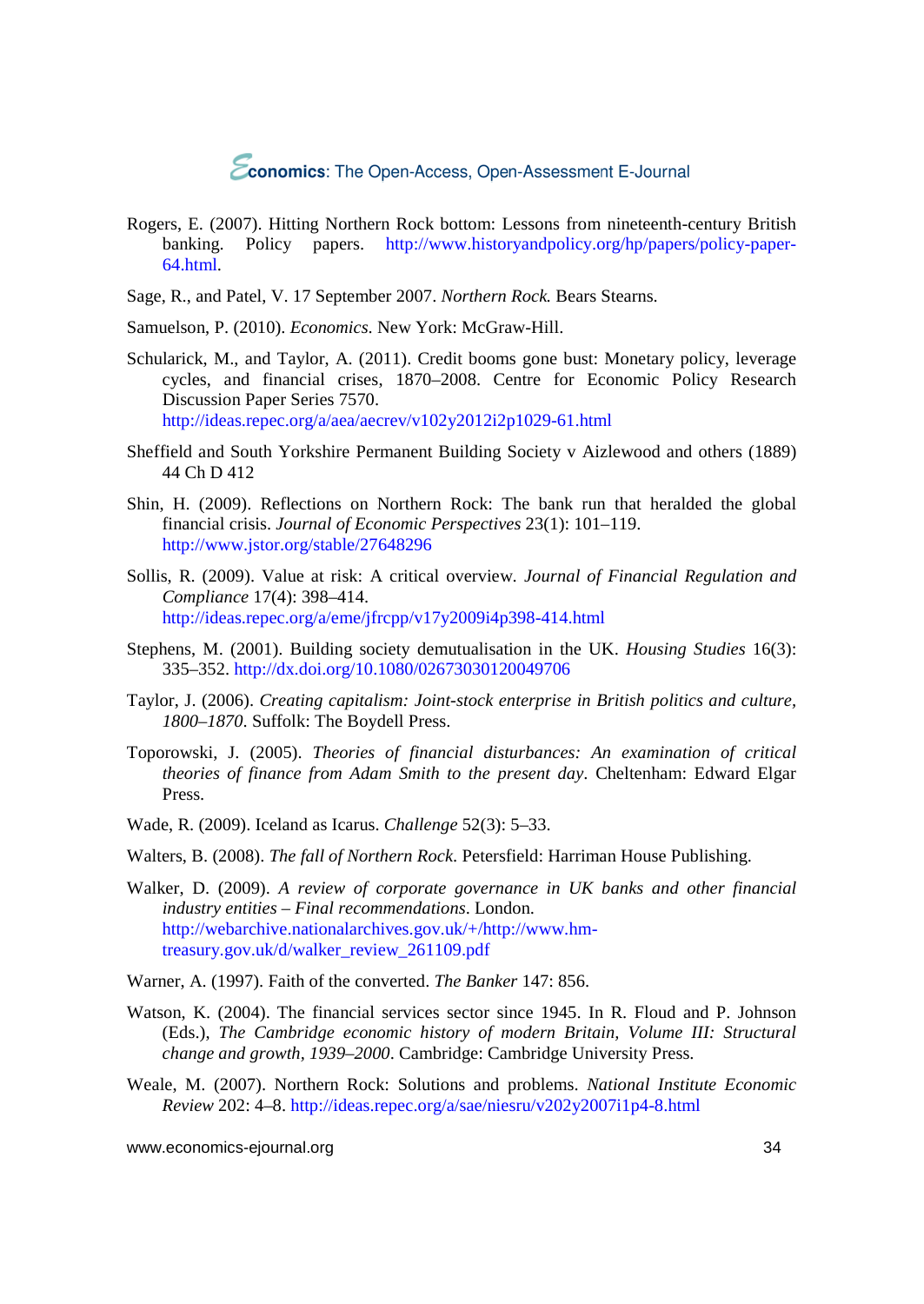Rogers, E. (2007). Hitting Northern Rock bottom: Lessons from nineteenth-century British banking. Policy papers. http://www.historyandpolicy.org/hp/papers/policy-paper-64.html.

Sage, R., and Patel, V. 17 September 2007. *Northern Rock.* Bears Stearns.

Samuelson, P. (2010). *Economics*. New York: McGraw-Hill.

Schularick, M., and Taylor, A. (2011). Credit booms gone bust: Monetary policy, leverage cycles, and financial crises, 1870–2008. Centre for Economic Policy Research Discussion Paper Series 7570. http://ideas.repec.org/a/aea/aecrev/v102y2012i2p1029-61.html

Sheffield and South Yorkshire Permanent Building Society v Aizlewood and others (1889) 44 Ch D 412

Shin, H. (2009). Reflections on Northern Rock: The bank run that heralded the global financial crisis. *Journal of Economic Perspectives* 23(1): 101–119. http://www.jstor.org/stable/27648296

Sollis, R. (2009). Value at risk: A critical overview. *Journal of Financial Regulation and Compliance* 17(4): 398–414. http://ideas.repec.org/a/eme/jfrcpp/v17y2009i4p398-414.html

Stephens, M. (2001). Building society demutualisation in the UK. *Housing Studies* 16(3): 335–352. http://dx.doi.org/10.1080/02673030120049706

Taylor, J. (2006). *Creating capitalism: Joint-stock enterprise in British politics and culture, 1800–1870*. Suffolk: The Boydell Press.

Toporowski, J. (2005). *Theories of financial disturbances: An examination of critical theories of finance from Adam Smith to the present day*. Cheltenham: Edward Elgar Press.

Wade, R. (2009). Iceland as Icarus. *Challenge* 52(3): 5–33.

Walters, B. (2008). *The fall of Northern Rock*. Petersfield: Harriman House Publishing.

Walker, D. (2009). *A review of corporate governance in UK banks and other financial industry entities – Final recommendations*. London. http://webarchive.nationalarchives.gov.uk/+/http://www.hm-treasury.gov.uk/d/walker_review_261109.pdf

Warner, A. (1997). Faith of the converted. *The Banker* 147: 856.

Watson, K. (2004). The financial services sector since 1945. In R. Floud and P. Johnson (Eds.), *The Cambridge economic history of modern Britain, Volume III: Structural change and growth, 1939–2000*. Cambridge: Cambridge University Press.

Weale, M. (2007). Northern Rock: Solutions and problems. *National Institute Economic Review* 202: 4–8. http://ideas.repec.org/a/sae/niesru/v202y2007i1p4-8.html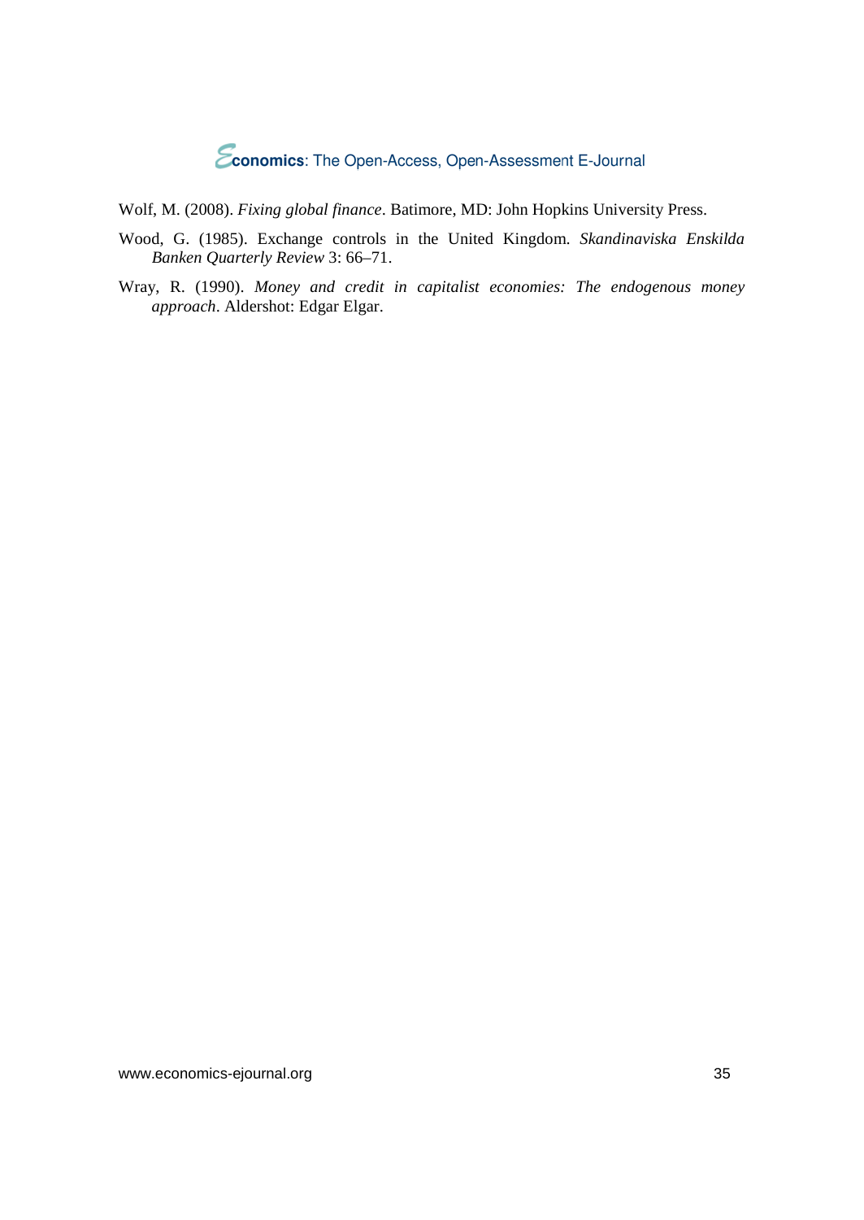Wolf, M. (2008). *Fixing global finance*. Batimore, MD: John Hopkins University Press.

Wood, G. (1985). Exchange controls in the United Kingdom. *Skandinaviska Enskilda Banken Quarterly Review* 3: 66–71.

Wray, R. (1990). *Money and credit in capitalist economies: The endogenous money approach*. Aldershot: Edgar Elgar.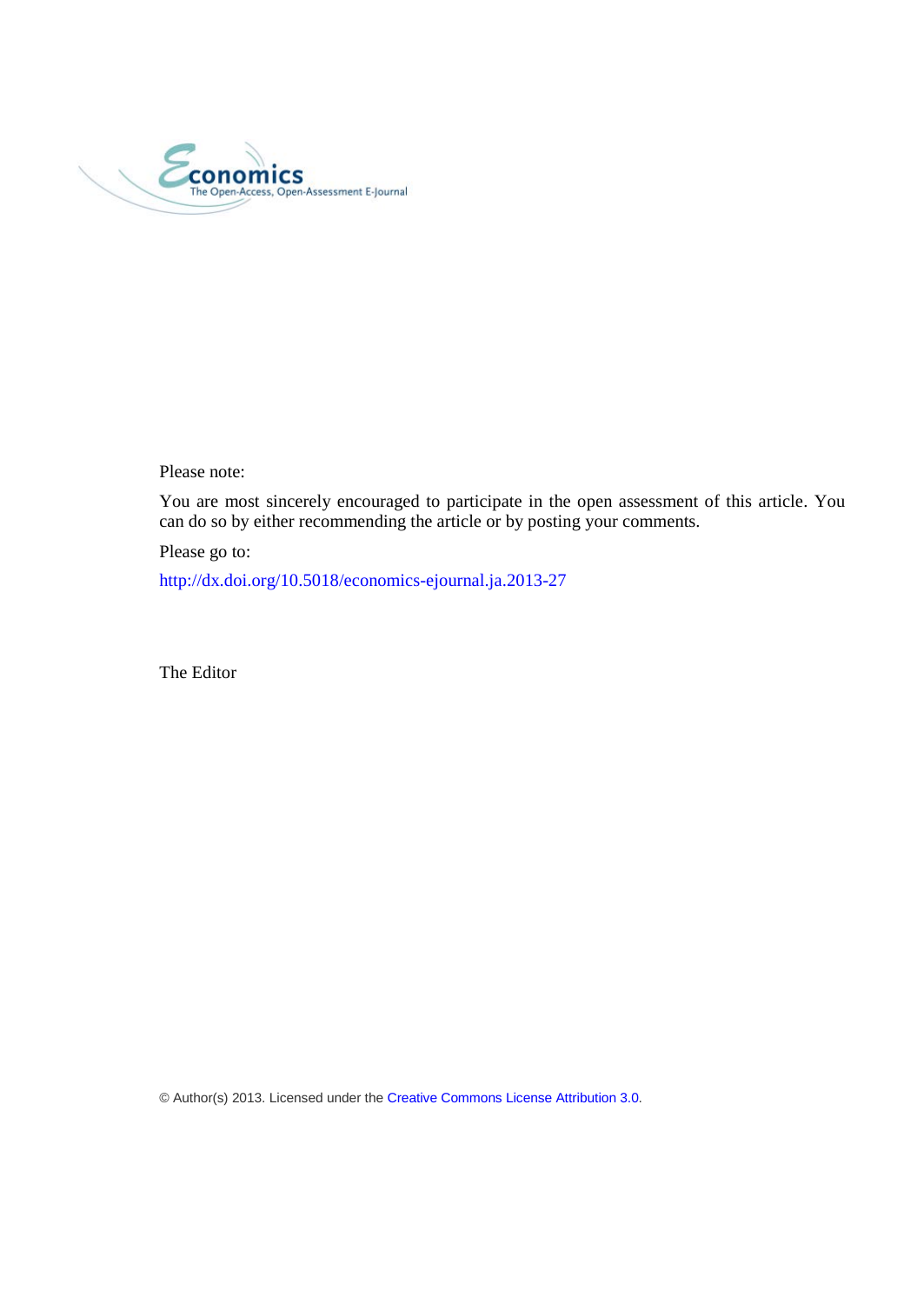Please note:

You are most sincerely encouraged to participate in the open assessment of this article. You can do so by either recommending the article or by posting your comments.

Please go to:

http://dx.doi.org/10.5018/economics-ejournal.ja.2013-27

The Editor

© Author(s) 2013. Licensed under the Creative Commons License Attribution 3.0.